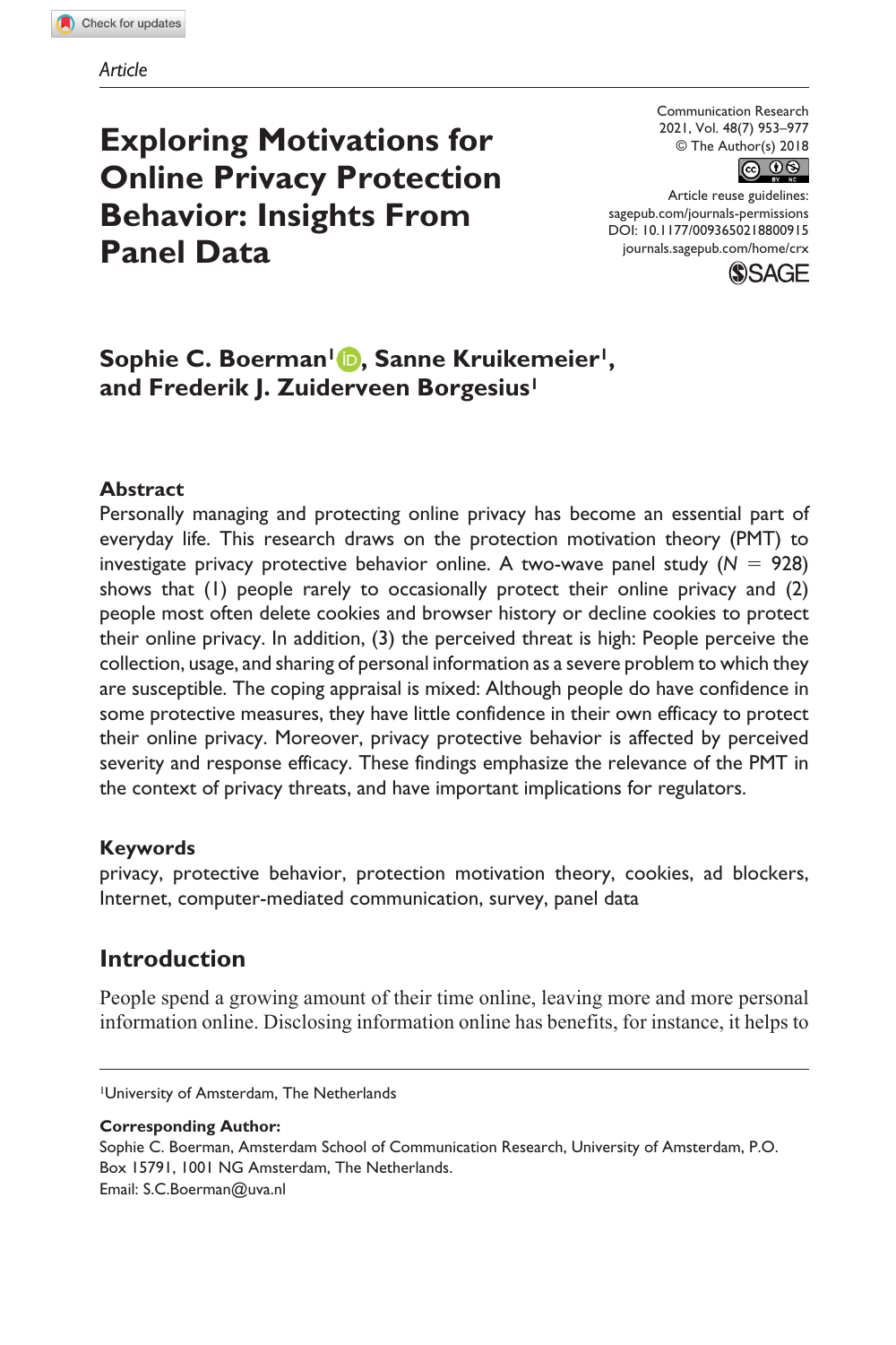*Article*

# Exploring Motivations for Online Privacy Protection Behavior: Insights From Panel Data

Communication Research
2021, Vol. 48(7) 953–977
© The Author(s) 2018
Article reuse guidelines:
sagepub.com/journals-permissions
DOI: 10.1177/0093650218800915
journals.sagepub.com/home/crx

**Sophie C. Boerman[1], Sanne Kruikemeier[1], and Frederik J. Zuiderveen Borgesius[1]**

## Abstract

Personally managing and protecting online privacy has become an essential part of everyday life. This research draws on the protection motivation theory (PMT) to investigate privacy protective behavior online. A two-wave panel study ($N = 928$) shows that (1) people rarely to occasionally protect their online privacy and (2) people most often delete cookies and browser history or decline cookies to protect their online privacy. In addition, (3) the perceived threat is high: People perceive the collection, usage, and sharing of personal information as a severe problem to which they are susceptible. The coping appraisal is mixed: Although people do have confidence in some protective measures, they have little confidence in their own efficacy to protect their online privacy. Moreover, privacy protective behavior is affected by perceived severity and response efficacy. These findings emphasize the relevance of the PMT in the context of privacy threats, and have important implications for regulators.

## Keywords

privacy, protective behavior, protection motivation theory, cookies, ad blockers, Internet, computer-mediated communication, survey, panel data

## Introduction

People spend a growing amount of their time online, leaving more and more personal information online. Disclosing information online has benefits, for instance, it helps to

---

[1]University of Amsterdam, The Netherlands

**Corresponding Author:**
Sophie C. Boerman, Amsterdam School of Communication Research, University of Amsterdam, P.O. Box 15791, 1001 NG Amsterdam, The Netherlands.
Email: S.C.Boerman@uva.nl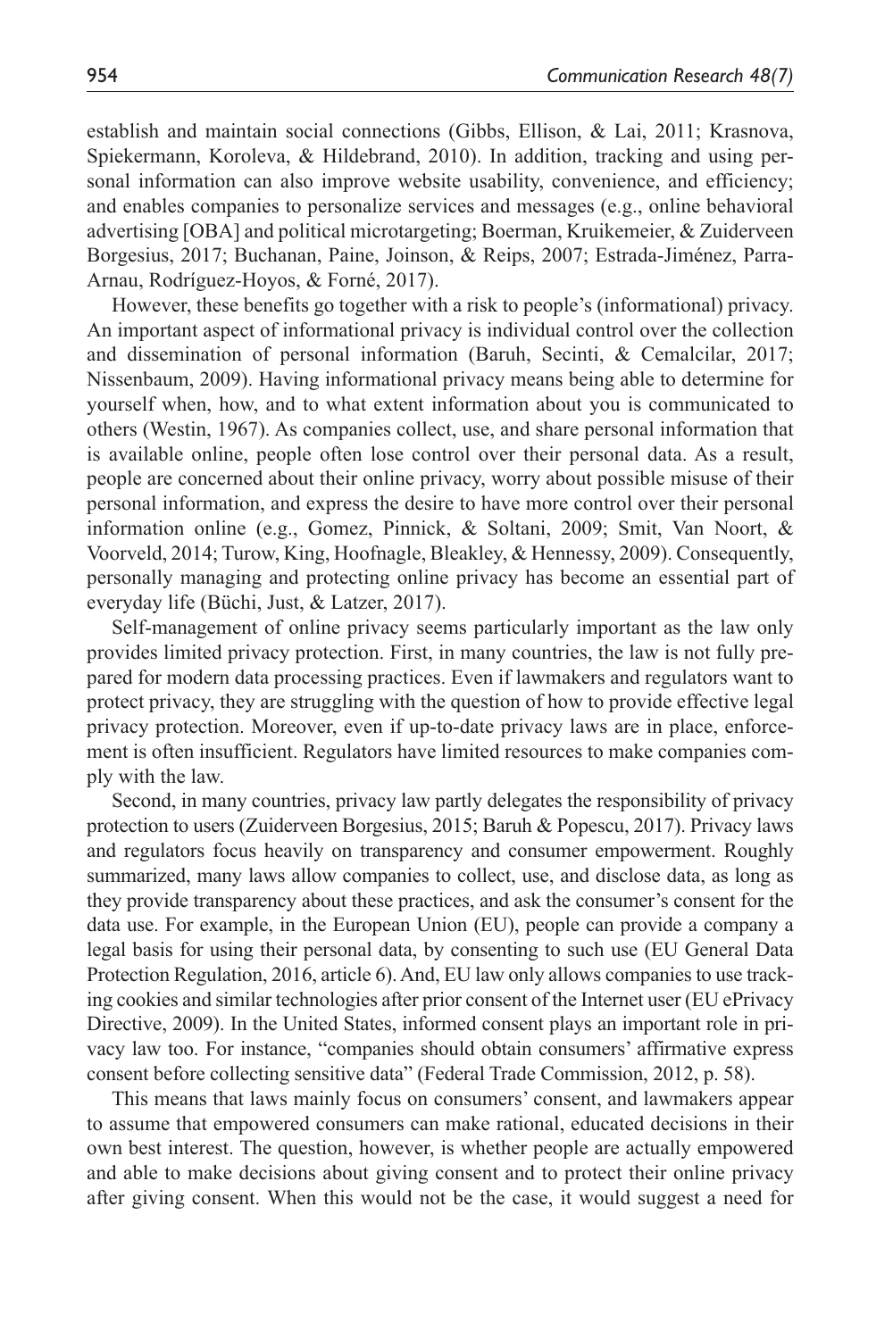establish and maintain social connections (Gibbs, Ellison, & Lai, 2011; Krasnova, Spiekermann, Koroleva, & Hildebrand, 2010). In addition, tracking and using personal information can also improve website usability, convenience, and efficiency; and enables companies to personalize services and messages (e.g., online behavioral advertising [OBA] and political microtargeting; Boerman, Kruikemeier, & Zuiderveen Borgesius, 2017; Buchanan, Paine, Joinson, & Reips, 2007; Estrada-Jiménez, Parra-Arnau, Rodríguez-Hoyos, & Forné, 2017).

However, these benefits go together with a risk to people's (informational) privacy. An important aspect of informational privacy is individual control over the collection and dissemination of personal information (Baruh, Secinti, & Cemalcilar, 2017; Nissenbaum, 2009). Having informational privacy means being able to determine for yourself when, how, and to what extent information about you is communicated to others (Westin, 1967). As companies collect, use, and share personal information that is available online, people often lose control over their personal data. As a result, people are concerned about their online privacy, worry about possible misuse of their personal information, and express the desire to have more control over their personal information online (e.g., Gomez, Pinnick, & Soltani, 2009; Smit, Van Noort, & Voorveld, 2014; Turow, King, Hoofnagle, Bleakley, & Hennessy, 2009). Consequently, personally managing and protecting online privacy has become an essential part of everyday life (Büchi, Just, & Latzer, 2017).

Self-management of online privacy seems particularly important as the law only provides limited privacy protection. First, in many countries, the law is not fully prepared for modern data processing practices. Even if lawmakers and regulators want to protect privacy, they are struggling with the question of how to provide effective legal privacy protection. Moreover, even if up-to-date privacy laws are in place, enforcement is often insufficient. Regulators have limited resources to make companies comply with the law.

Second, in many countries, privacy law partly delegates the responsibility of privacy protection to users (Zuiderveen Borgesius, 2015; Baruh & Popescu, 2017). Privacy laws and regulators focus heavily on transparency and consumer empowerment. Roughly summarized, many laws allow companies to collect, use, and disclose data, as long as they provide transparency about these practices, and ask the consumer's consent for the data use. For example, in the European Union (EU), people can provide a company a legal basis for using their personal data, by consenting to such use (EU General Data Protection Regulation, 2016, article 6). And, EU law only allows companies to use tracking cookies and similar technologies after prior consent of the Internet user (EU ePrivacy Directive, 2009). In the United States, informed consent plays an important role in privacy law too. For instance, "companies should obtain consumers' affirmative express consent before collecting sensitive data" (Federal Trade Commission, 2012, p. 58).

This means that laws mainly focus on consumers' consent, and lawmakers appear to assume that empowered consumers can make rational, educated decisions in their own best interest. The question, however, is whether people are actually empowered and able to make decisions about giving consent and to protect their online privacy after giving consent. When this would not be the case, it would suggest a need for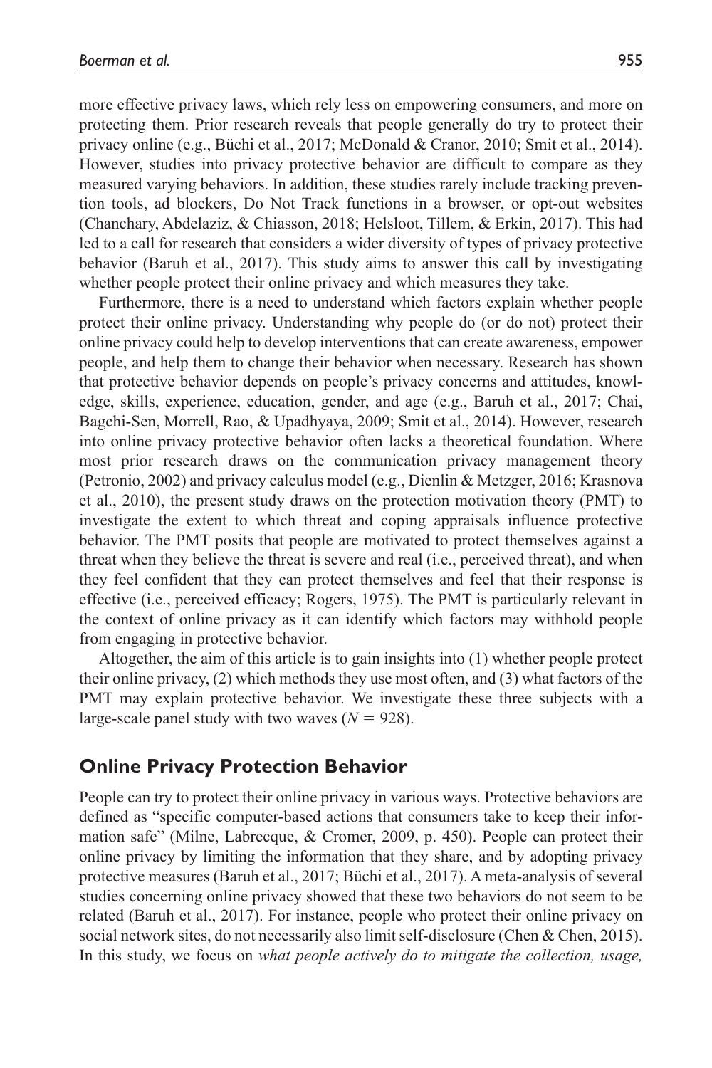more effective privacy laws, which rely less on empowering consumers, and more on protecting them. Prior research reveals that people generally do try to protect their privacy online (e.g., Büchi et al., 2017; McDonald & Cranor, 2010; Smit et al., 2014). However, studies into privacy protective behavior are difficult to compare as they measured varying behaviors. In addition, these studies rarely include tracking prevention tools, ad blockers, Do Not Track functions in a browser, or opt-out websites (Chanchary, Abdelaziz, & Chiasson, 2018; Helsloot, Tillem, & Erkin, 2017). This had led to a call for research that considers a wider diversity of types of privacy protective behavior (Baruh et al., 2017). This study aims to answer this call by investigating whether people protect their online privacy and which measures they take.

Furthermore, there is a need to understand which factors explain whether people protect their online privacy. Understanding why people do (or do not) protect their online privacy could help to develop interventions that can create awareness, empower people, and help them to change their behavior when necessary. Research has shown that protective behavior depends on people's privacy concerns and attitudes, knowledge, skills, experience, education, gender, and age (e.g., Baruh et al., 2017; Chai, Bagchi-Sen, Morrell, Rao, & Upadhyaya, 2009; Smit et al., 2014). However, research into online privacy protective behavior often lacks a theoretical foundation. Where most prior research draws on the communication privacy management theory (Petronio, 2002) and privacy calculus model (e.g., Dienlin & Metzger, 2016; Krasnova et al., 2010), the present study draws on the protection motivation theory (PMT) to investigate the extent to which threat and coping appraisals influence protective behavior. The PMT posits that people are motivated to protect themselves against a threat when they believe the threat is severe and real (i.e., perceived threat), and when they feel confident that they can protect themselves and feel that their response is effective (i.e., perceived efficacy; Rogers, 1975). The PMT is particularly relevant in the context of online privacy as it can identify which factors may withhold people from engaging in protective behavior.

Altogether, the aim of this article is to gain insights into (1) whether people protect their online privacy, (2) which methods they use most often, and (3) what factors of the PMT may explain protective behavior. We investigate these three subjects with a large-scale panel study with two waves ($N$ = 928).

## Online Privacy Protection Behavior

People can try to protect their online privacy in various ways. Protective behaviors are defined as "specific computer-based actions that consumers take to keep their information safe" (Milne, Labrecque, & Cromer, 2009, p. 450). People can protect their online privacy by limiting the information that they share, and by adopting privacy protective measures (Baruh et al., 2017; Büchi et al., 2017). A meta-analysis of several studies concerning online privacy showed that these two behaviors do not seem to be related (Baruh et al., 2017). For instance, people who protect their online privacy on social network sites, do not necessarily also limit self-disclosure (Chen & Chen, 2015). In this study, we focus on *what people actively do to mitigate the collection, usage,*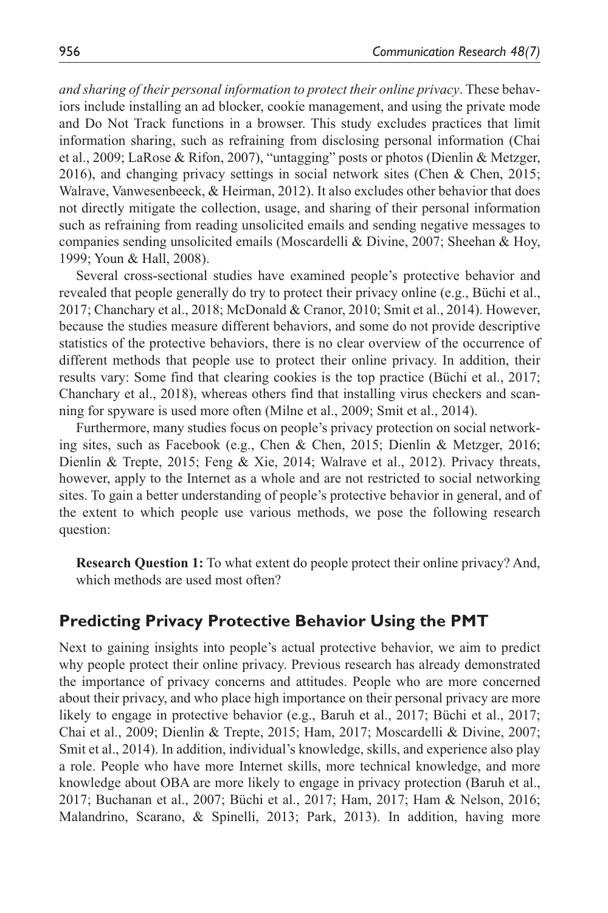*and sharing of their personal information to protect their online privacy*. These behaviors include installing an ad blocker, cookie management, and using the private mode and Do Not Track functions in a browser. This study excludes practices that limit information sharing, such as refraining from disclosing personal information (Chai et al., 2009; LaRose & Rifon, 2007), "untagging" posts or photos (Dienlin & Metzger, 2016), and changing privacy settings in social network sites (Chen & Chen, 2015; Walrave, Vanwesenbeeck, & Heirman, 2012). It also excludes other behavior that does not directly mitigate the collection, usage, and sharing of their personal information such as refraining from reading unsolicited emails and sending negative messages to companies sending unsolicited emails (Moscardelli & Divine, 2007; Sheehan & Hoy, 1999; Youn & Hall, 2008).

Several cross-sectional studies have examined people's protective behavior and revealed that people generally do try to protect their privacy online (e.g., Büchi et al., 2017; Chanchary et al., 2018; McDonald & Cranor, 2010; Smit et al., 2014). However, because the studies measure different behaviors, and some do not provide descriptive statistics of the protective behaviors, there is no clear overview of the occurrence of different methods that people use to protect their online privacy. In addition, their results vary: Some find that clearing cookies is the top practice (Büchi et al., 2017; Chanchary et al., 2018), whereas others find that installing virus checkers and scanning for spyware is used more often (Milne et al., 2009; Smit et al., 2014).

Furthermore, many studies focus on people's privacy protection on social networking sites, such as Facebook (e.g., Chen & Chen, 2015; Dienlin & Metzger, 2016; Dienlin & Trepte, 2015; Feng & Xie, 2014; Walrave et al., 2012). Privacy threats, however, apply to the Internet as a whole and are not restricted to social networking sites. To gain a better understanding of people's protective behavior in general, and of the extent to which people use various methods, we pose the following research question:

**Research Question 1:** To what extent do people protect their online privacy? And, which methods are used most often?

## Predicting Privacy Protective Behavior Using the PMT

Next to gaining insights into people's actual protective behavior, we aim to predict why people protect their online privacy. Previous research has already demonstrated the importance of privacy concerns and attitudes. People who are more concerned about their privacy, and who place high importance on their personal privacy are more likely to engage in protective behavior (e.g., Baruh et al., 2017; Büchi et al., 2017; Chai et al., 2009; Dienlin & Trepte, 2015; Ham, 2017; Moscardelli & Divine, 2007; Smit et al., 2014). In addition, individual's knowledge, skills, and experience also play a role. People who have more Internet skills, more technical knowledge, and more knowledge about OBA are more likely to engage in privacy protection (Baruh et al., 2017; Buchanan et al., 2007; Büchi et al., 2017; Ham, 2017; Ham & Nelson, 2016; Malandrino, Scarano, & Spinelli, 2013; Park, 2013). In addition, having more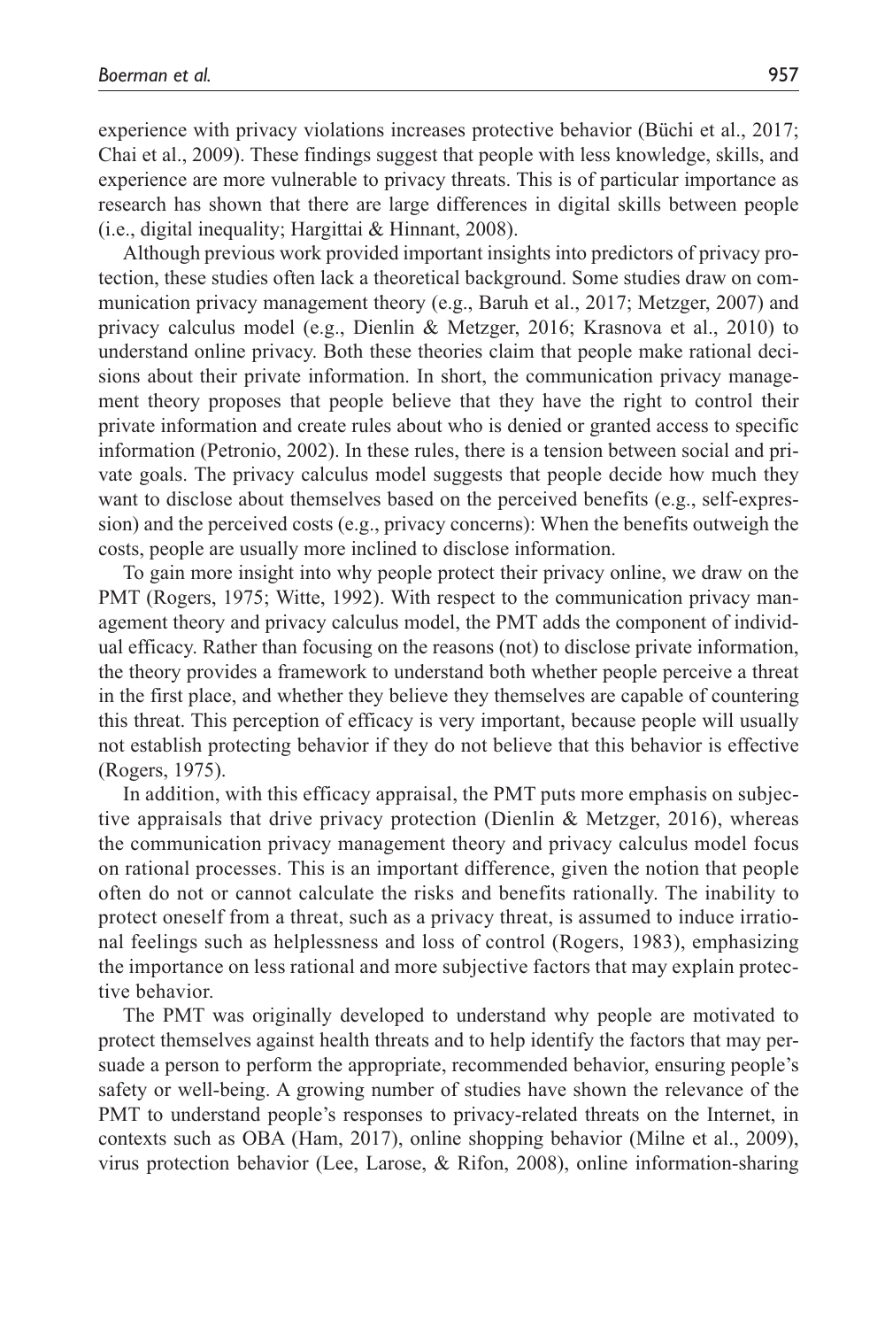experience with privacy violations increases protective behavior (Büchi et al., 2017; Chai et al., 2009). These findings suggest that people with less knowledge, skills, and experience are more vulnerable to privacy threats. This is of particular importance as research has shown that there are large differences in digital skills between people (i.e., digital inequality; Hargittai & Hinnant, 2008).

Although previous work provided important insights into predictors of privacy protection, these studies often lack a theoretical background. Some studies draw on communication privacy management theory (e.g., Baruh et al., 2017; Metzger, 2007) and privacy calculus model (e.g., Dienlin & Metzger, 2016; Krasnova et al., 2010) to understand online privacy. Both these theories claim that people make rational decisions about their private information. In short, the communication privacy management theory proposes that people believe that they have the right to control their private information and create rules about who is denied or granted access to specific information (Petronio, 2002). In these rules, there is a tension between social and private goals. The privacy calculus model suggests that people decide how much they want to disclose about themselves based on the perceived benefits (e.g., self-expression) and the perceived costs (e.g., privacy concerns): When the benefits outweigh the costs, people are usually more inclined to disclose information.

To gain more insight into why people protect their privacy online, we draw on the PMT (Rogers, 1975; Witte, 1992). With respect to the communication privacy management theory and privacy calculus model, the PMT adds the component of individual efficacy. Rather than focusing on the reasons (not) to disclose private information, the theory provides a framework to understand both whether people perceive a threat in the first place, and whether they believe they themselves are capable of countering this threat. This perception of efficacy is very important, because people will usually not establish protecting behavior if they do not believe that this behavior is effective (Rogers, 1975).

In addition, with this efficacy appraisal, the PMT puts more emphasis on subjective appraisals that drive privacy protection (Dienlin & Metzger, 2016), whereas the communication privacy management theory and privacy calculus model focus on rational processes. This is an important difference, given the notion that people often do not or cannot calculate the risks and benefits rationally. The inability to protect oneself from a threat, such as a privacy threat, is assumed to induce irrational feelings such as helplessness and loss of control (Rogers, 1983), emphasizing the importance on less rational and more subjective factors that may explain protective behavior.

The PMT was originally developed to understand why people are motivated to protect themselves against health threats and to help identify the factors that may persuade a person to perform the appropriate, recommended behavior, ensuring people's safety or well-being. A growing number of studies have shown the relevance of the PMT to understand people's responses to privacy-related threats on the Internet, in contexts such as OBA (Ham, 2017), online shopping behavior (Milne et al., 2009), virus protection behavior (Lee, Larose, & Rifon, 2008), online information-sharing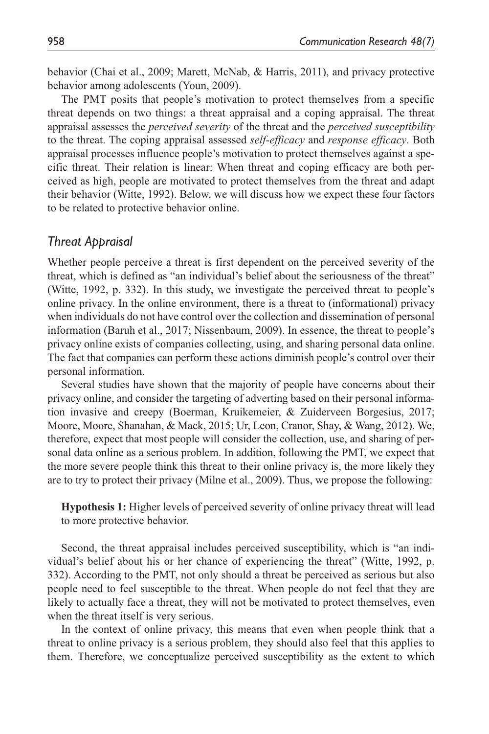behavior (Chai et al., 2009; Marett, McNab, & Harris, 2011), and privacy protective behavior among adolescents (Youn, 2009).

The PMT posits that people's motivation to protect themselves from a specific threat depends on two things: a threat appraisal and a coping appraisal. The threat appraisal assesses the *perceived severity* of the threat and the *perceived susceptibility* to the threat. The coping appraisal assessed *self-efficacy* and *response efficacy*. Both appraisal processes influence people's motivation to protect themselves against a specific threat. Their relation is linear: When threat and coping efficacy are both perceived as high, people are motivated to protect themselves from the threat and adapt their behavior (Witte, 1992). Below, we will discuss how we expect these four factors to be related to protective behavior online.

### *Threat Appraisal*

Whether people perceive a threat is first dependent on the perceived severity of the threat, which is defined as "an individual's belief about the seriousness of the threat" (Witte, 1992, p. 332). In this study, we investigate the perceived threat to people's online privacy. In the online environment, there is a threat to (informational) privacy when individuals do not have control over the collection and dissemination of personal information (Baruh et al., 2017; Nissenbaum, 2009). In essence, the threat to people's privacy online exists of companies collecting, using, and sharing personal data online. The fact that companies can perform these actions diminish people's control over their personal information.

Several studies have shown that the majority of people have concerns about their privacy online, and consider the targeting of adverting based on their personal information invasive and creepy (Boerman, Kruikemeier, & Zuiderveen Borgesius, 2017; Moore, Moore, Shanahan, & Mack, 2015; Ur, Leon, Cranor, Shay, & Wang, 2012). We, therefore, expect that most people will consider the collection, use, and sharing of personal data online as a serious problem. In addition, following the PMT, we expect that the more severe people think this threat to their online privacy is, the more likely they are to try to protect their privacy (Milne et al., 2009). Thus, we propose the following:

**Hypothesis 1:** Higher levels of perceived severity of online privacy threat will lead to more protective behavior.

Second, the threat appraisal includes perceived susceptibility, which is "an individual's belief about his or her chance of experiencing the threat" (Witte, 1992, p. 332). According to the PMT, not only should a threat be perceived as serious but also people need to feel susceptible to the threat. When people do not feel that they are likely to actually face a threat, they will not be motivated to protect themselves, even when the threat itself is very serious.

In the context of online privacy, this means that even when people think that a threat to online privacy is a serious problem, they should also feel that this applies to them. Therefore, we conceptualize perceived susceptibility as the extent to which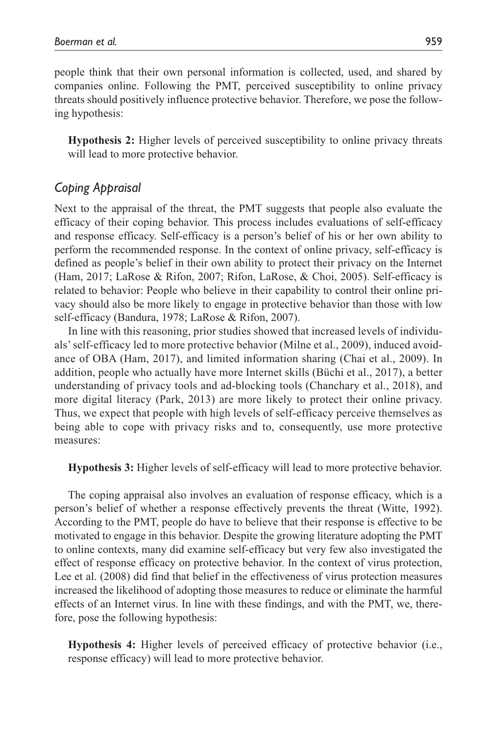people think that their own personal information is collected, used, and shared by companies online. Following the PMT, perceived susceptibility to online privacy threats should positively influence protective behavior. Therefore, we pose the following hypothesis:

> **Hypothesis 2:** Higher levels of perceived susceptibility to online privacy threats will lead to more protective behavior.

## *Coping Appraisal*

Next to the appraisal of the threat, the PMT suggests that people also evaluate the efficacy of their coping behavior. This process includes evaluations of self-efficacy and response efficacy. Self-efficacy is a person's belief of his or her own ability to perform the recommended response. In the context of online privacy, self-efficacy is defined as people's belief in their own ability to protect their privacy on the Internet (Ham, 2017; LaRose & Rifon, 2007; Rifon, LaRose, & Choi, 2005). Self-efficacy is related to behavior: People who believe in their capability to control their online privacy should also be more likely to engage in protective behavior than those with low self-efficacy (Bandura, 1978; LaRose & Rifon, 2007).

In line with this reasoning, prior studies showed that increased levels of individuals' self-efficacy led to more protective behavior (Milne et al., 2009), induced avoidance of OBA (Ham, 2017), and limited information sharing (Chai et al., 2009). In addition, people who actually have more Internet skills (Büchi et al., 2017), a better understanding of privacy tools and ad-blocking tools (Chanchary et al., 2018), and more digital literacy (Park, 2013) are more likely to protect their online privacy. Thus, we expect that people with high levels of self-efficacy perceive themselves as being able to cope with privacy risks and to, consequently, use more protective measures:

> **Hypothesis 3:** Higher levels of self-efficacy will lead to more protective behavior.

The coping appraisal also involves an evaluation of response efficacy, which is a person's belief of whether a response effectively prevents the threat (Witte, 1992). According to the PMT, people do have to believe that their response is effective to be motivated to engage in this behavior. Despite the growing literature adopting the PMT to online contexts, many did examine self-efficacy but very few also investigated the effect of response efficacy on protective behavior. In the context of virus protection, Lee et al. (2008) did find that belief in the effectiveness of virus protection measures increased the likelihood of adopting those measures to reduce or eliminate the harmful effects of an Internet virus. In line with these findings, and with the PMT, we, therefore, pose the following hypothesis:

> **Hypothesis 4:** Higher levels of perceived efficacy of protective behavior (i.e., response efficacy) will lead to more protective behavior.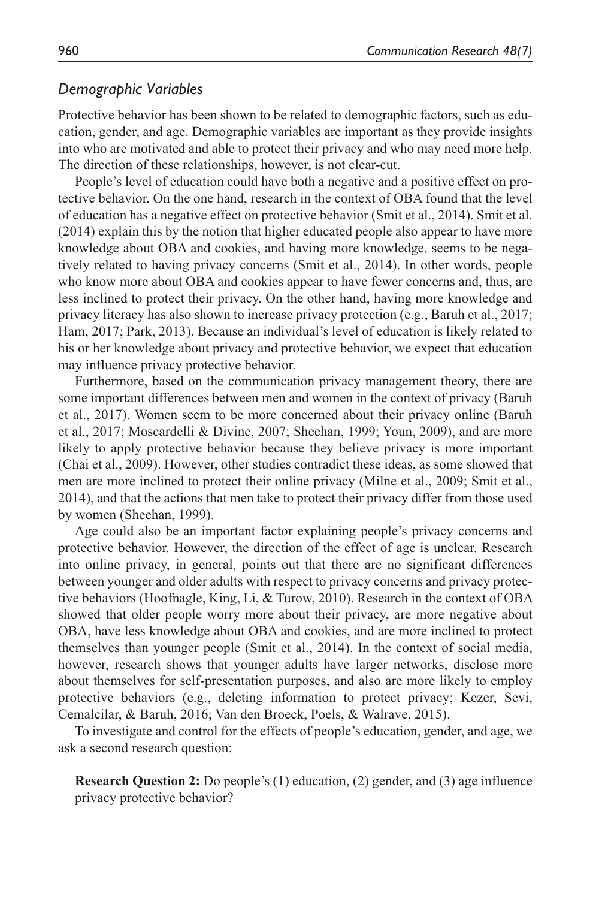### *Demographic Variables*

Protective behavior has been shown to be related to demographic factors, such as education, gender, and age. Demographic variables are important as they provide insights into who are motivated and able to protect their privacy and who may need more help. The direction of these relationships, however, is not clear-cut.

People's level of education could have both a negative and a positive effect on protective behavior. On the one hand, research in the context of OBA found that the level of education has a negative effect on protective behavior (Smit et al., 2014). Smit et al. (2014) explain this by the notion that higher educated people also appear to have more knowledge about OBA and cookies, and having more knowledge, seems to be negatively related to having privacy concerns (Smit et al., 2014). In other words, people who know more about OBA and cookies appear to have fewer concerns and, thus, are less inclined to protect their privacy. On the other hand, having more knowledge and privacy literacy has also shown to increase privacy protection (e.g., Baruh et al., 2017; Ham, 2017; Park, 2013). Because an individual's level of education is likely related to his or her knowledge about privacy and protective behavior, we expect that education may influence privacy protective behavior.

Furthermore, based on the communication privacy management theory, there are some important differences between men and women in the context of privacy (Baruh et al., 2017). Women seem to be more concerned about their privacy online (Baruh et al., 2017; Moscardelli & Divine, 2007; Sheehan, 1999; Youn, 2009), and are more likely to apply protective behavior because they believe privacy is more important (Chai et al., 2009). However, other studies contradict these ideas, as some showed that men are more inclined to protect their online privacy (Milne et al., 2009; Smit et al., 2014), and that the actions that men take to protect their privacy differ from those used by women (Sheehan, 1999).

Age could also be an important factor explaining people's privacy concerns and protective behavior. However, the direction of the effect of age is unclear. Research into online privacy, in general, points out that there are no significant differences between younger and older adults with respect to privacy concerns and privacy protective behaviors (Hoofnagle, King, Li, & Turow, 2010). Research in the context of OBA showed that older people worry more about their privacy, are more negative about OBA, have less knowledge about OBA and cookies, and are more inclined to protect themselves than younger people (Smit et al., 2014). In the context of social media, however, research shows that younger adults have larger networks, disclose more about themselves for self-presentation purposes, and also are more likely to employ protective behaviors (e.g., deleting information to protect privacy; Kezer, Sevi, Cemalcilar, & Baruh, 2016; Van den Broeck, Poels, & Walrave, 2015).

To investigate and control for the effects of people's education, gender, and age, we ask a second research question:

**Research Question 2:** Do people's (1) education, (2) gender, and (3) age influence privacy protective behavior?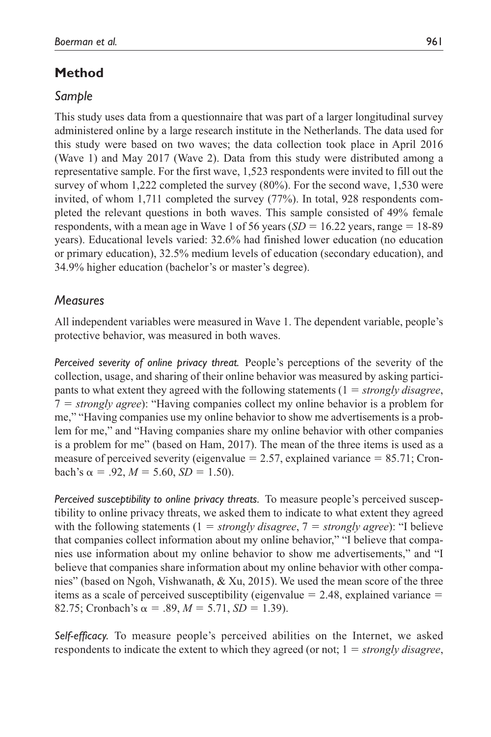## Method

### *Sample*

This study uses data from a questionnaire that was part of a larger longitudinal survey administered online by a large research institute in the Netherlands. The data used for this study were based on two waves; the data collection took place in April 2016 (Wave 1) and May 2017 (Wave 2). Data from this study were distributed among a representative sample. For the first wave, 1,523 respondents were invited to fill out the survey of whom 1,222 completed the survey (80%). For the second wave, 1,530 were invited, of whom 1,711 completed the survey (77%). In total, 928 respondents completed the relevant questions in both waves. This sample consisted of 49% female respondents, with a mean age in Wave 1 of 56 years ($SD$ = 16.22 years, range = 18-89 years). Educational levels varied: 32.6% had finished lower education (no education or primary education), 32.5% medium levels of education (secondary education), and 34.9% higher education (bachelor's or master's degree).

### *Measures*

All independent variables were measured in Wave 1. The dependent variable, people's protective behavior, was measured in both waves.

*Perceived severity of online privacy threat.* People's perceptions of the severity of the collection, usage, and sharing of their online behavior was measured by asking participants to what extent they agreed with the following statements (1 = *strongly disagree*, 7 = *strongly agree*): "Having companies collect my online behavior is a problem for me," "Having companies use my online behavior to show me advertisements is a problem for me," and "Having companies share my online behavior with other companies is a problem for me" (based on Ham, 2017). The mean of the three items is used as a measure of perceived severity (eigenvalue = 2.57, explained variance = 85.71; Cronbach's $\alpha = .92$, $M = 5.60$, $SD = 1.50$).

*Perceived susceptibility to online privacy threats.* To measure people's perceived susceptibility to online privacy threats, we asked them to indicate to what extent they agreed with the following statements (1 = *strongly disagree*, 7 = *strongly agree*): "I believe that companies collect information about my online behavior," "I believe that companies use information about my online behavior to show me advertisements," and "I believe that companies share information about my online behavior with other companies" (based on Ngoh, Vishwanath, & Xu, 2015). We used the mean score of the three items as a scale of perceived susceptibility (eigenvalue = 2.48, explained variance = 82.75; Cronbach's $\alpha = .89$, $M = 5.71$, $SD = 1.39$).

*Self-efficacy.* To measure people's perceived abilities on the Internet, we asked respondents to indicate the extent to which they agreed (or not; 1 = *strongly disagree*,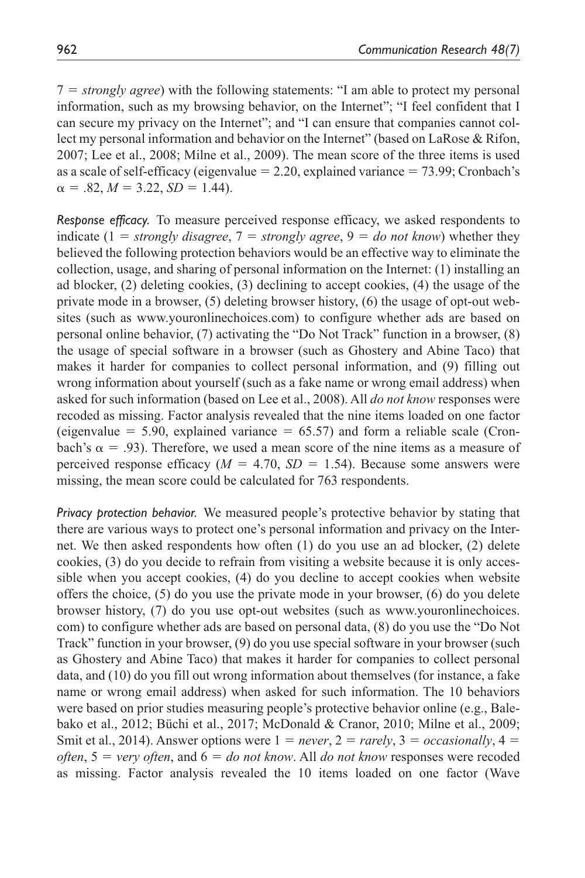7 = *strongly agree*) with the following statements: "I am able to protect my personal information, such as my browsing behavior, on the Internet"; "I feel confident that I can secure my privacy on the Internet"; and "I can ensure that companies cannot collect my personal information and behavior on the Internet" (based on LaRose & Rifon, 2007; Lee et al., 2008; Milne et al., 2009). The mean score of the three items is used as a scale of self-efficacy (eigenvalue = 2.20, explained variance = 73.99; Cronbach's $\alpha$ = .82, $M$ = 3.22, $SD$ = 1.44).

*Response efficacy.* To measure perceived response efficacy, we asked respondents to indicate (1 = *strongly disagree*, 7 = *strongly agree*, 9 = *do not know*) whether they believed the following protection behaviors would be an effective way to eliminate the collection, usage, and sharing of personal information on the Internet: (1) installing an ad blocker, (2) deleting cookies, (3) declining to accept cookies, (4) the usage of the private mode in a browser, (5) deleting browser history, (6) the usage of opt-out websites (such as www.youronlinechoices.com) to configure whether ads are based on personal online behavior, (7) activating the "Do Not Track" function in a browser, (8) the usage of special software in a browser (such as Ghostery and Abine Taco) that makes it harder for companies to collect personal information, and (9) filling out wrong information about yourself (such as a fake name or wrong email address) when asked for such information (based on Lee et al., 2008). All *do not know* responses were recoded as missing. Factor analysis revealed that the nine items loaded on one factor (eigenvalue = 5.90, explained variance = 65.57) and form a reliable scale (Cronbach's $\alpha$ = .93). Therefore, we used a mean score of the nine items as a measure of perceived response efficacy ($M$ = 4.70, $SD$ = 1.54). Because some answers were missing, the mean score could be calculated for 763 respondents.

*Privacy protection behavior.* We measured people's protective behavior by stating that there are various ways to protect one's personal information and privacy on the Internet. We then asked respondents how often (1) do you use an ad blocker, (2) delete cookies, (3) do you decide to refrain from visiting a website because it is only accessible when you accept cookies, (4) do you decline to accept cookies when website offers the choice, (5) do you use the private mode in your browser, (6) do you delete browser history, (7) do you use opt-out websites (such as www.youronlinechoices.com) to configure whether ads are based on personal data, (8) do you use the "Do Not Track" function in your browser, (9) do you use special software in your browser (such as Ghostery and Abine Taco) that makes it harder for companies to collect personal data, and (10) do you fill out wrong information about themselves (for instance, a fake name or wrong email address) when asked for such information. The 10 behaviors were based on prior studies measuring people's protective behavior online (e.g., Balebako et al., 2012; Büchi et al., 2017; McDonald & Cranor, 2010; Milne et al., 2009; Smit et al., 2014). Answer options were 1 = *never*, 2 = *rarely*, 3 = *occasionally*, 4 = *often*, 5 = *very often*, and 6 = *do not know*. All *do not know* responses were recoded as missing. Factor analysis revealed the 10 items loaded on one factor (Wave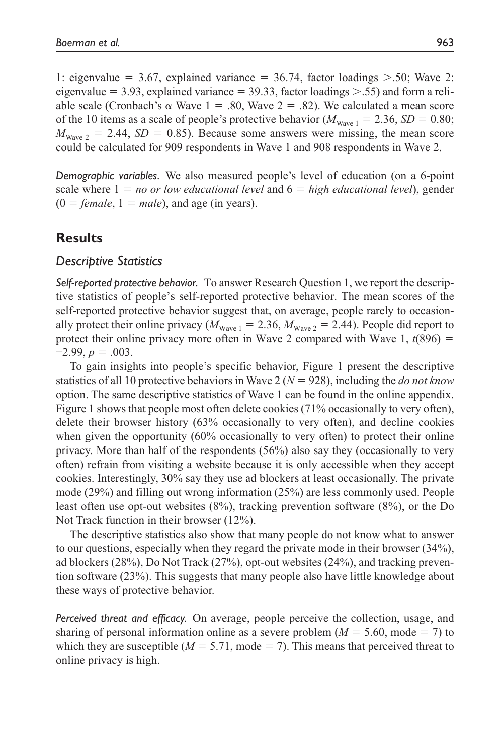1: eigenvalue = 3.67, explained variance = 36.74, factor loadings >.50; Wave 2: eigenvalue = 3.93, explained variance = 39.33, factor loadings >.55) and form a reliable scale (Cronbach's α Wave 1 = .80, Wave 2 = .82). We calculated a mean score of the 10 items as a scale of people's protective behavior ($M_{\text{Wave 1}} = 2.36$, $SD = 0.80$; $M_{\text{Wave 2}} = 2.44$, $SD = 0.85$). Because some answers were missing, the mean score could be calculated for 909 respondents in Wave 1 and 908 respondents in Wave 2.

*Demographic variables.* We also measured people's level of education (on a 6-point scale where 1 = *no or low educational level* and 6 = *high educational level*), gender (0 = *female*, 1 = *male*), and age (in years).

## Results

### Descriptive Statistics

*Self-reported protective behavior.* To answer Research Question 1, we report the descriptive statistics of people's self-reported protective behavior. The mean scores of the self-reported protective behavior suggest that, on average, people rarely to occasionally protect their online privacy ($M_{\text{Wave 1}} = 2.36$, $M_{\text{Wave 2}} = 2.44$). People did report to protect their online privacy more often in Wave 2 compared with Wave 1, $t(896) = -2.99$, $p = .003$.

To gain insights into people's specific behavior, Figure 1 present the descriptive statistics of all 10 protective behaviors in Wave 2 ($N = 928$), including the *do not know* option. The same descriptive statistics of Wave 1 can be found in the online appendix. Figure 1 shows that people most often delete cookies (71% occasionally to very often), delete their browser history (63% occasionally to very often), and decline cookies when given the opportunity (60% occasionally to very often) to protect their online privacy. More than half of the respondents (56%) also say they (occasionally to very often) refrain from visiting a website because it is only accessible when they accept cookies. Interestingly, 30% say they use ad blockers at least occasionally. The private mode (29%) and filling out wrong information (25%) are less commonly used. People least often use opt-out websites (8%), tracking prevention software (8%), or the Do Not Track function in their browser (12%).

The descriptive statistics also show that many people do not know what to answer to our questions, especially when they regard the private mode in their browser (34%), ad blockers (28%), Do Not Track (27%), opt-out websites (24%), and tracking prevention software (23%). This suggests that many people also have little knowledge about these ways of protective behavior.

*Perceived threat and efficacy.* On average, people perceive the collection, usage, and sharing of personal information online as a severe problem ($M = 5.60$, mode = 7) to which they are susceptible ($M = 5.71$, mode = 7). This means that perceived threat to online privacy is high.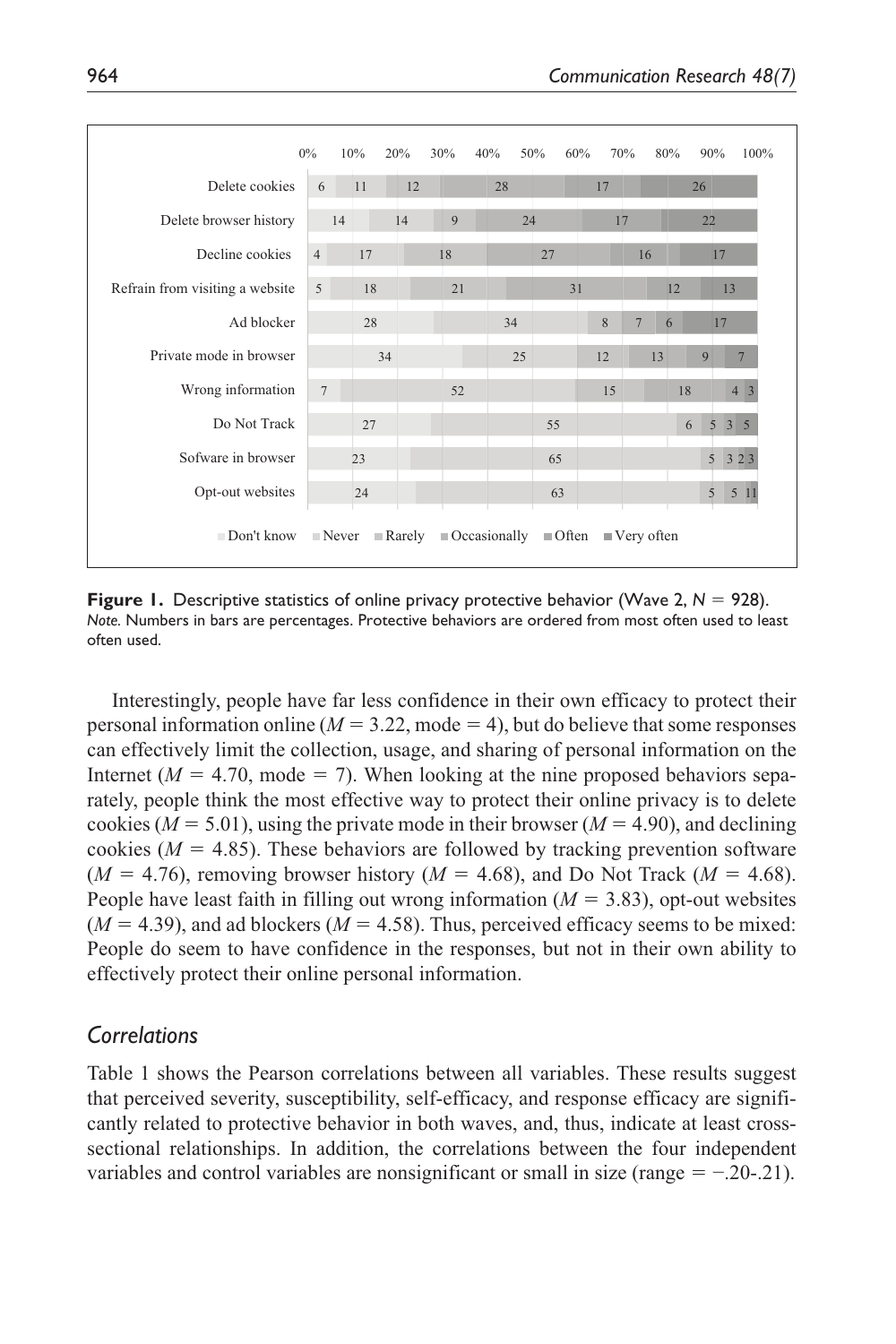| | Don't know | Never | Rarely | Occasionally | Often | Very often |
|---|---|---|---|---|---|---|
| Delete cookies | 6 | 11 | 12 | 28 | 17 | 26 |
| Delete browser history | 14 | 14 | 9 | 24 | 17 | 22 |
| Decline cookies | 4 | 17 | 18 | 27 | 16 | 17 |
| Refrain from visiting a website | 5 | 18 | 21 | 31 | 12 | 13 |
| Ad blocker | 28 | 34 | 8 | 7 | 6 | 17 |
| Private mode in browser | 34 | 25 | 12 | 13 | 9 | 7 |
| Wrong information | 7 | 52 | 15 | 18 | 4 | 3 |
| Do Not Track | 27 | 55 | 6 | 5 | 3 | 5 |
| Sofware in browser | 23 | 65 | 5 | 3 | 2 | 3 |
| Opt-out websites | 24 | 63 | 5 | 5 | 1 | 1 |

**Figure 1.** Descriptive statistics of online privacy protective behavior (Wave 2, $N = 928$).
*Note.* Numbers in bars are percentages. Protective behaviors are ordered from most often used to least often used.

Interestingly, people have far less confidence in their own efficacy to protect their personal information online ($M = 3.22$, mode = 4), but do believe that some responses can effectively limit the collection, usage, and sharing of personal information on the Internet ($M = 4.70$, mode = 7). When looking at the nine proposed behaviors separately, people think the most effective way to protect their online privacy is to delete cookies ($M = 5.01$), using the private mode in their browser ($M = 4.90$), and declining cookies ($M = 4.85$). These behaviors are followed by tracking prevention software ($M = 4.76$), removing browser history ($M = 4.68$), and Do Not Track ($M = 4.68$). People have least faith in filling out wrong information ($M = 3.83$), opt-out websites ($M = 4.39$), and ad blockers ($M = 4.58$). Thus, perceived efficacy seems to be mixed: People do seem to have confidence in the responses, but not in their own ability to effectively protect their online personal information.

## *Correlations*

Table 1 shows the Pearson correlations between all variables. These results suggest that perceived severity, susceptibility, self-efficacy, and response efficacy are significantly related to protective behavior in both waves, and, thus, indicate at least cross-sectional relationships. In addition, the correlations between the four independent variables and control variables are nonsignificant or small in size (range = −.20-.21).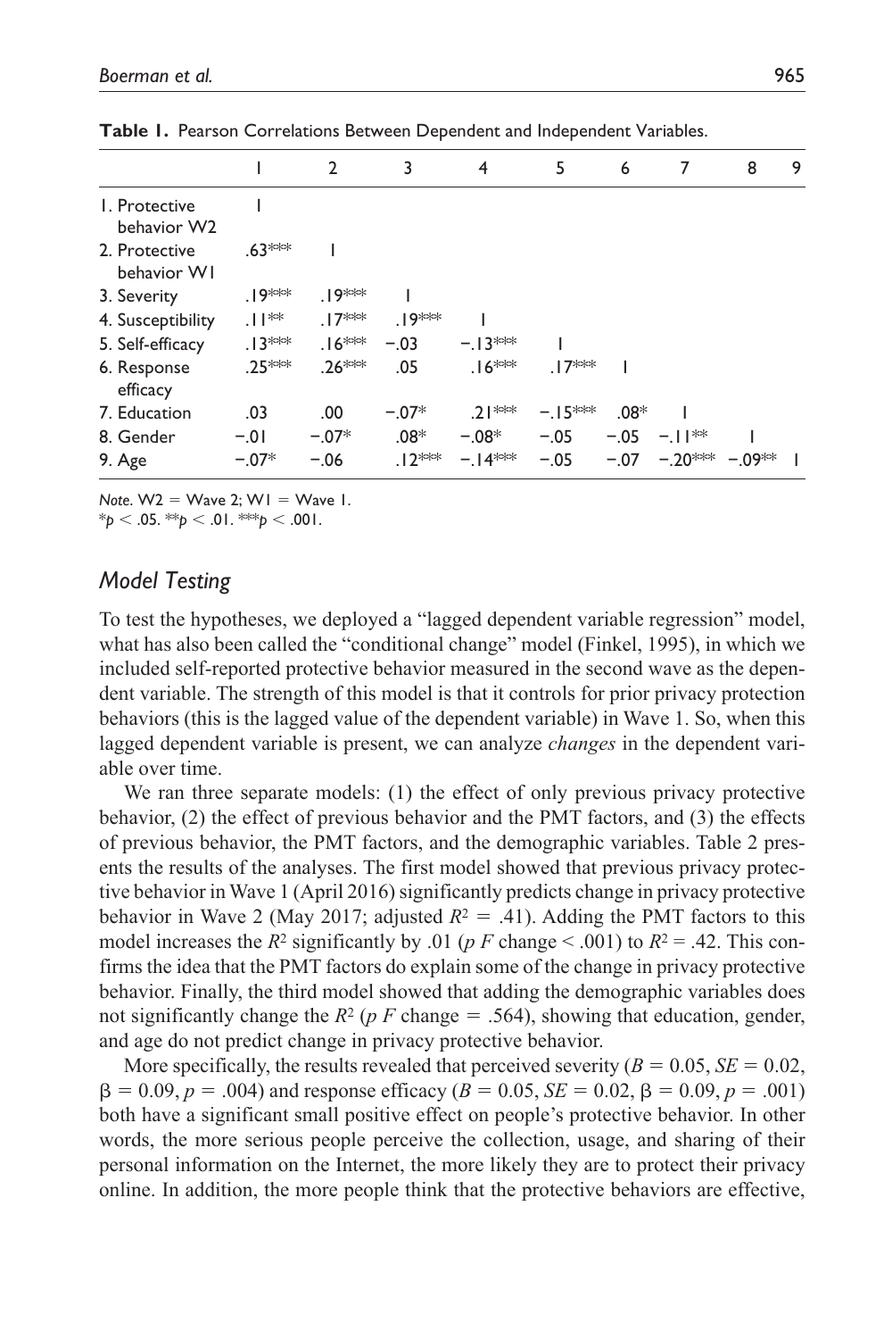**Table 1.** Pearson Correlations Between Dependent and Independent Variables.

| | 1 | 2 | 3 | 4 | 5 | 6 | 7 | 8 | 9 |
|---|---|---|---|---|---|---|---|---|---|
| 1. Protective behavior W2 | 1 | | | | | | | | |
| 2. Protective behavior W1 | .63*** | 1 | | | | | | | |
| 3. Severity | .19*** | .19*** | 1 | | | | | | |
| 4. Susceptibility | .11** | .17*** | .19*** | 1 | | | | | |
| 5. Self-efficacy | .13*** | .16*** | −.03 | −.13*** | 1 | | | | |
| 6. Response efficacy | .25*** | .26*** | .05 | .16*** | .17*** | 1 | | | |
| 7. Education | .03 | .00 | −.07* | .21*** | −.15*** | .08* | 1 | | |
| 8. Gender | −.01 | −.07* | .08* | −.08* | −.05 | −.05 | −.11** | 1 | |
| 9. Age | −.07* | −.06 | .12*** | −.14*** | −.05 | −.07 | −.20*** | −.09** | 1 |

*Note.* W2 = Wave 2; W1 = Wave 1.
*$p < .05$. **$p < .01$. ***$p < .001$.

### Model Testing

To test the hypotheses, we deployed a "lagged dependent variable regression" model, what has also been called the "conditional change" model (Finkel, 1995), in which we included self-reported protective behavior measured in the second wave as the dependent variable. The strength of this model is that it controls for prior privacy protection behaviors (this is the lagged value of the dependent variable) in Wave 1. So, when this lagged dependent variable is present, we can analyze *changes* in the dependent variable over time.

We ran three separate models: (1) the effect of only previous privacy protective behavior, (2) the effect of previous behavior and the PMT factors, and (3) the effects of previous behavior, the PMT factors, and the demographic variables. Table 2 presents the results of the analyses. The first model showed that previous privacy protective behavior in Wave 1 (April 2016) significantly predicts change in privacy protective behavior in Wave 2 (May 2017; adjusted $R^2 = .41$). Adding the PMT factors to this model increases the $R^2$ significantly by .01 ($p$ $F$ change < .001) to $R^2 = .42$. This confirms the idea that the PMT factors do explain some of the change in privacy protective behavior. Finally, the third model showed that adding the demographic variables does not significantly change the $R^2$ ($p$ $F$ change = .564), showing that education, gender, and age do not predict change in privacy protective behavior.

More specifically, the results revealed that perceived severity ($B = 0.05$, $SE = 0.02$, $\beta = 0.09$, $p = .004$) and response efficacy ($B = 0.05$, $SE = 0.02$, $\beta = 0.09$, $p = .001$) both have a significant small positive effect on people's protective behavior. In other words, the more serious people perceive the collection, usage, and sharing of their personal information on the Internet, the more likely they are to protect their privacy online. In addition, the more people think that the protective behaviors are effective,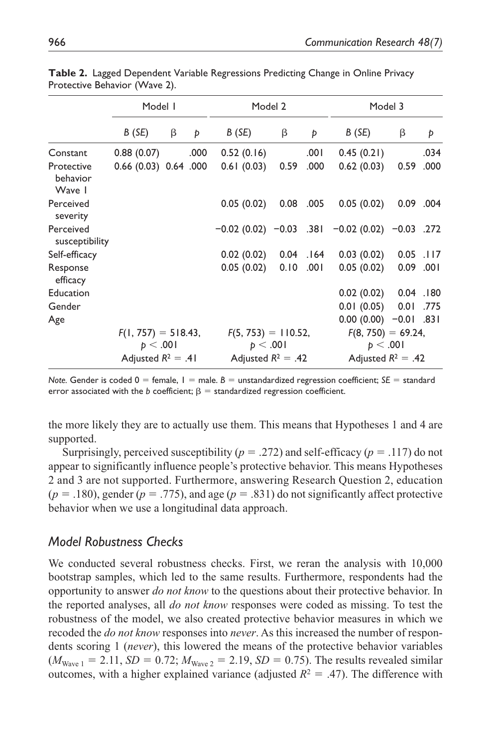**Table 2.** Lagged Dependent Variable Regressions Predicting Change in Online Privacy Protective Behavior (Wave 2).

| | Model 1 | | | Model 2 | | | Model 3 | | |
|---|---|---|---|---|---|---|---|---|---|
| | *B* (*SE*) | β | *p* | *B* (*SE*) | β | *p* | *B* (*SE*) | β | *p* |
| Constant | 0.88 (0.07) | | .000 | 0.52 (0.16) | | .001 | 0.45 (0.21) | | .034 |
| Protective behavior Wave 1 | 0.66 (0.03) | 0.64 | .000 | 0.61 (0.03) | 0.59 | .000 | 0.62 (0.03) | 0.59 | .000 |
| Perceived severity | | | | 0.05 (0.02) | 0.08 | .005 | 0.05 (0.02) | 0.09 | .004 |
| Perceived susceptibility | | | | −0.02 (0.02) | −0.03 | .381 | −0.02 (0.02) | −0.03 | .272 |
| Self-efficacy | | | | 0.02 (0.02) | 0.04 | .164 | 0.03 (0.02) | 0.05 | .117 |
| Response efficacy | | | | 0.05 (0.02) | 0.10 | .001 | 0.05 (0.02) | 0.09 | .001 |
| Education | | | | | | | 0.02 (0.02) | 0.04 | .180 |
| Gender | | | | | | | 0.01 (0.05) | 0.01 | .775 |
| Age | | | | | | | 0.00 (0.00) | −0.01 | .831 |
| | $F(1, 757) = 518.43$, $p < .001$ | | | $F(5, 753) = 110.52$, $p < .001$ | | | $F(8, 750) = 69.24$, $p < .001$ | | |
| | Adjusted $R^2 = .41$ | | | Adjusted $R^2 = .42$ | | | Adjusted $R^2 = .42$ | | |

*Note.* Gender is coded 0 = female, 1 = male. *B* = unstandardized regression coefficient; *SE* = standard error associated with the *b* coefficient; β = standardized regression coefficient.

the more likely they are to actually use them. This means that Hypotheses 1 and 4 are supported.

Surprisingly, perceived susceptibility ($p = .272$) and self-efficacy ($p = .117$) do not appear to significantly influence people's protective behavior. This means Hypotheses 2 and 3 are not supported. Furthermore, answering Research Question 2, education ($p = .180$), gender ($p = .775$), and age ($p = .831$) do not significantly affect protective behavior when we use a longitudinal data approach.

### *Model Robustness Checks*

We conducted several robustness checks. First, we reran the analysis with 10,000 bootstrap samples, which led to the same results. Furthermore, respondents had the opportunity to answer *do not know* to the questions about their protective behavior. In the reported analyses, all *do not know* responses were coded as missing. To test the robustness of the model, we also created protective behavior measures in which we recoded the *do not know* responses into *never*. As this increased the number of respondents scoring 1 (*never*), this lowered the means of the protective behavior variables ($M_{\text{Wave 1}} = 2.11$, $SD = 0.72$; $M_{\text{Wave 2}} = 2.19$, $SD = 0.75$). The results revealed similar outcomes, with a higher explained variance (adjusted $R^2 = .47$). The difference with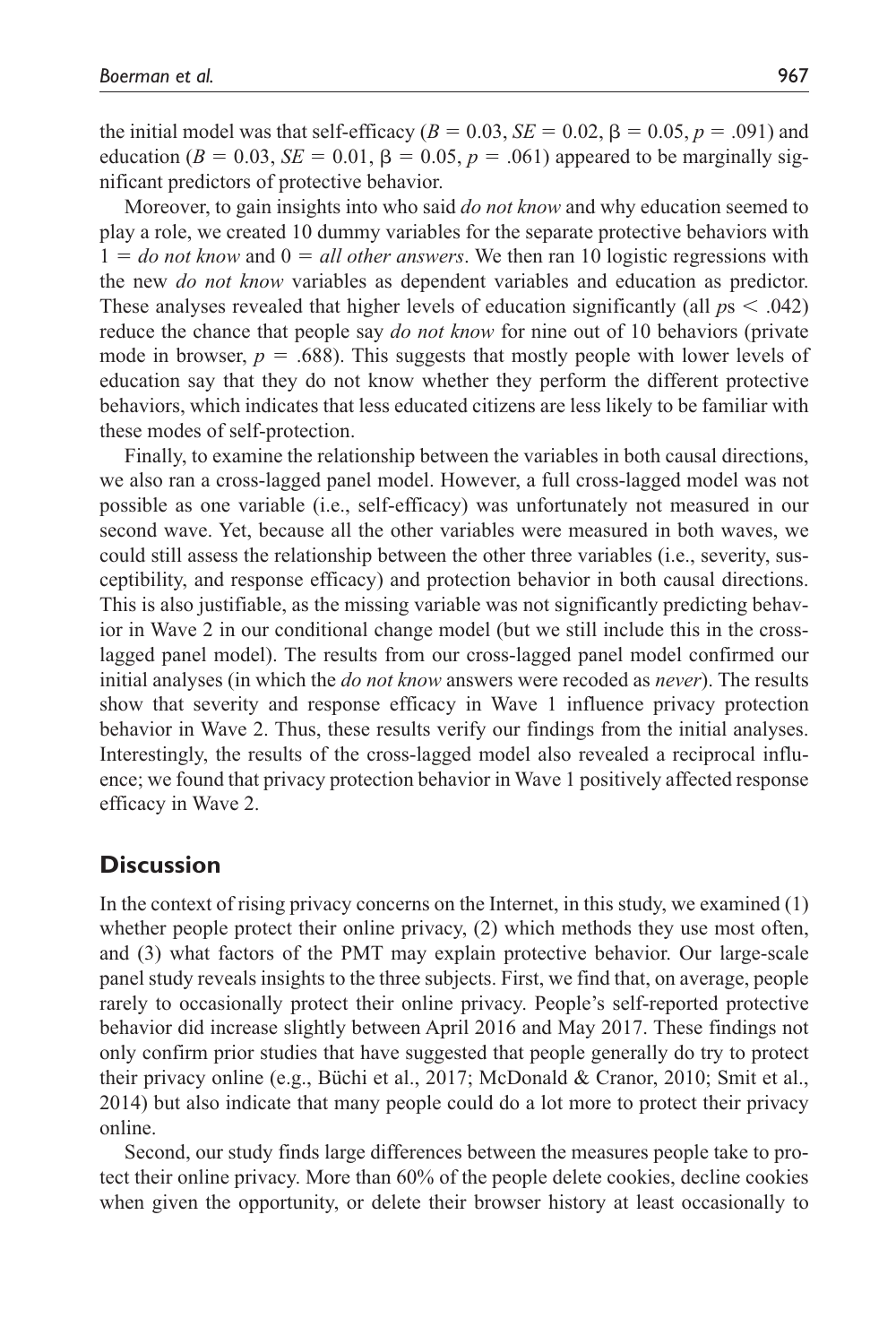the initial model was that self-efficacy ($B = 0.03$, $SE = 0.02$, $\beta = 0.05$, $p = .091$) and education ($B = 0.03$, $SE = 0.01$, $\beta = 0.05$, $p = .061$) appeared to be marginally significant predictors of protective behavior.

Moreover, to gain insights into who said *do not know* and why education seemed to play a role, we created 10 dummy variables for the separate protective behaviors with $1 =$ *do not know* and $0 =$ *all other answers*. We then ran 10 logistic regressions with the new *do not know* variables as dependent variables and education as predictor. These analyses revealed that higher levels of education significantly (all $p\text{s} < .042$) reduce the chance that people say *do not know* for nine out of 10 behaviors (private mode in browser, $p = .688$). This suggests that mostly people with lower levels of education say that they do not know whether they perform the different protective behaviors, which indicates that less educated citizens are less likely to be familiar with these modes of self-protection.

Finally, to examine the relationship between the variables in both causal directions, we also ran a cross-lagged panel model. However, a full cross-lagged model was not possible as one variable (i.e., self-efficacy) was unfortunately not measured in our second wave. Yet, because all the other variables were measured in both waves, we could still assess the relationship between the other three variables (i.e., severity, susceptibility, and response efficacy) and protection behavior in both causal directions. This is also justifiable, as the missing variable was not significantly predicting behavior in Wave 2 in our conditional change model (but we still include this in the cross-lagged panel model). The results from our cross-lagged panel model confirmed our initial analyses (in which the *do not know* answers were recoded as *never*). The results show that severity and response efficacy in Wave 1 influence privacy protection behavior in Wave 2. Thus, these results verify our findings from the initial analyses. Interestingly, the results of the cross-lagged model also revealed a reciprocal influence; we found that privacy protection behavior in Wave 1 positively affected response efficacy in Wave 2.

## Discussion

In the context of rising privacy concerns on the Internet, in this study, we examined (1) whether people protect their online privacy, (2) which methods they use most often, and (3) what factors of the PMT may explain protective behavior. Our large-scale panel study reveals insights to the three subjects. First, we find that, on average, people rarely to occasionally protect their online privacy. People's self-reported protective behavior did increase slightly between April 2016 and May 2017. These findings not only confirm prior studies that have suggested that people generally do try to protect their privacy online (e.g., Büchi et al., 2017; McDonald & Cranor, 2010; Smit et al., 2014) but also indicate that many people could do a lot more to protect their privacy online.

Second, our study finds large differences between the measures people take to protect their online privacy. More than 60% of the people delete cookies, decline cookies when given the opportunity, or delete their browser history at least occasionally to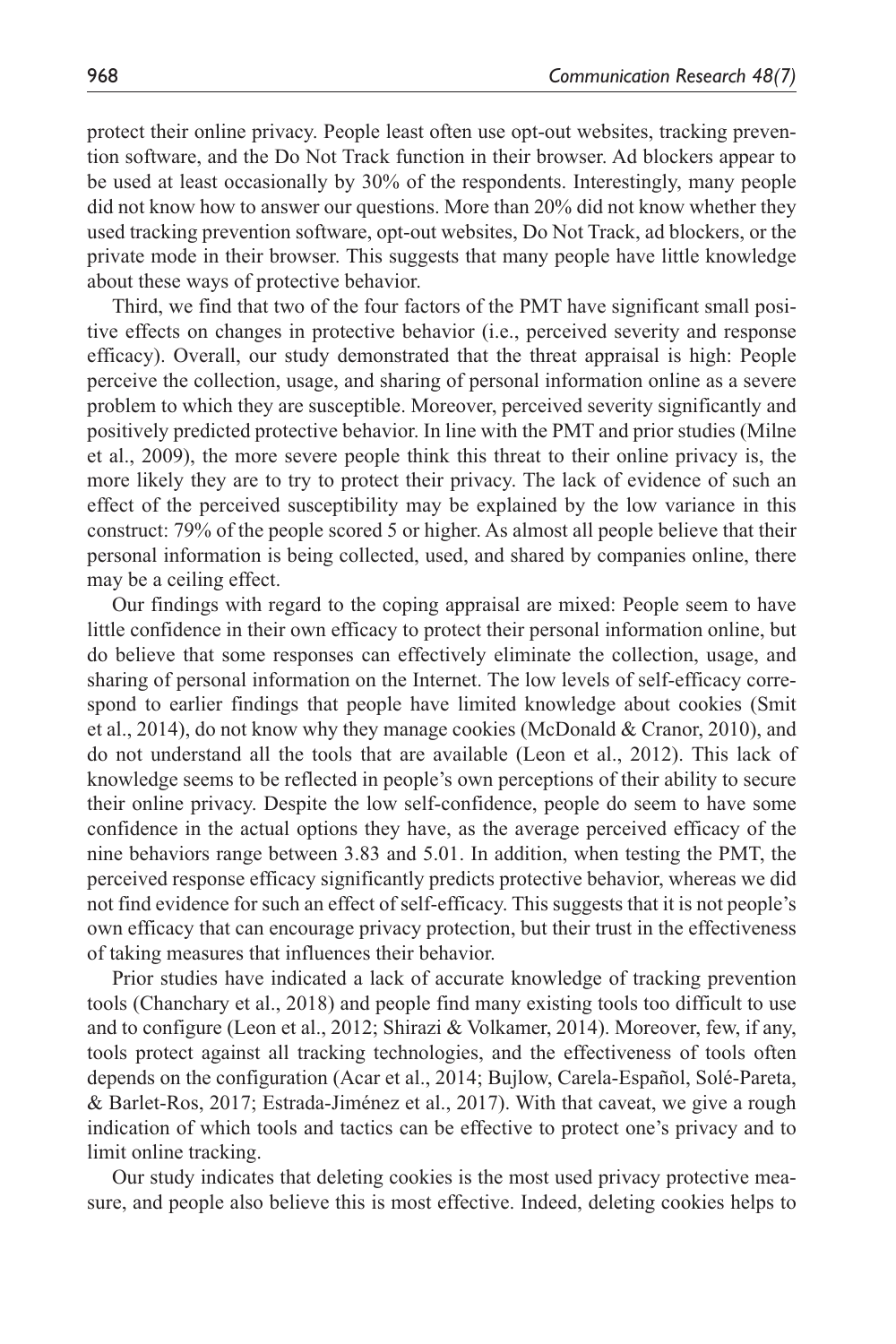protect their online privacy. People least often use opt-out websites, tracking prevention software, and the Do Not Track function in their browser. Ad blockers appear to be used at least occasionally by 30% of the respondents. Interestingly, many people did not know how to answer our questions. More than 20% did not know whether they used tracking prevention software, opt-out websites, Do Not Track, ad blockers, or the private mode in their browser. This suggests that many people have little knowledge about these ways of protective behavior.

Third, we find that two of the four factors of the PMT have significant small positive effects on changes in protective behavior (i.e., perceived severity and response efficacy). Overall, our study demonstrated that the threat appraisal is high: People perceive the collection, usage, and sharing of personal information online as a severe problem to which they are susceptible. Moreover, perceived severity significantly and positively predicted protective behavior. In line with the PMT and prior studies (Milne et al., 2009), the more severe people think this threat to their online privacy is, the more likely they are to try to protect their privacy. The lack of evidence of such an effect of the perceived susceptibility may be explained by the low variance in this construct: 79% of the people scored 5 or higher. As almost all people believe that their personal information is being collected, used, and shared by companies online, there may be a ceiling effect.

Our findings with regard to the coping appraisal are mixed: People seem to have little confidence in their own efficacy to protect their personal information online, but do believe that some responses can effectively eliminate the collection, usage, and sharing of personal information on the Internet. The low levels of self-efficacy correspond to earlier findings that people have limited knowledge about cookies (Smit et al., 2014), do not know why they manage cookies (McDonald & Cranor, 2010), and do not understand all the tools that are available (Leon et al., 2012). This lack of knowledge seems to be reflected in people's own perceptions of their ability to secure their online privacy. Despite the low self-confidence, people do seem to have some confidence in the actual options they have, as the average perceived efficacy of the nine behaviors range between 3.83 and 5.01. In addition, when testing the PMT, the perceived response efficacy significantly predicts protective behavior, whereas we did not find evidence for such an effect of self-efficacy. This suggests that it is not people's own efficacy that can encourage privacy protection, but their trust in the effectiveness of taking measures that influences their behavior.

Prior studies have indicated a lack of accurate knowledge of tracking prevention tools (Chanchary et al., 2018) and people find many existing tools too difficult to use and to configure (Leon et al., 2012; Shirazi & Volkamer, 2014). Moreover, few, if any, tools protect against all tracking technologies, and the effectiveness of tools often depends on the configuration (Acar et al., 2014; Bujlow, Carela-Español, Solé-Pareta, & Barlet-Ros, 2017; Estrada-Jiménez et al., 2017). With that caveat, we give a rough indication of which tools and tactics can be effective to protect one's privacy and to limit online tracking.

Our study indicates that deleting cookies is the most used privacy protective measure, and people also believe this is most effective. Indeed, deleting cookies helps to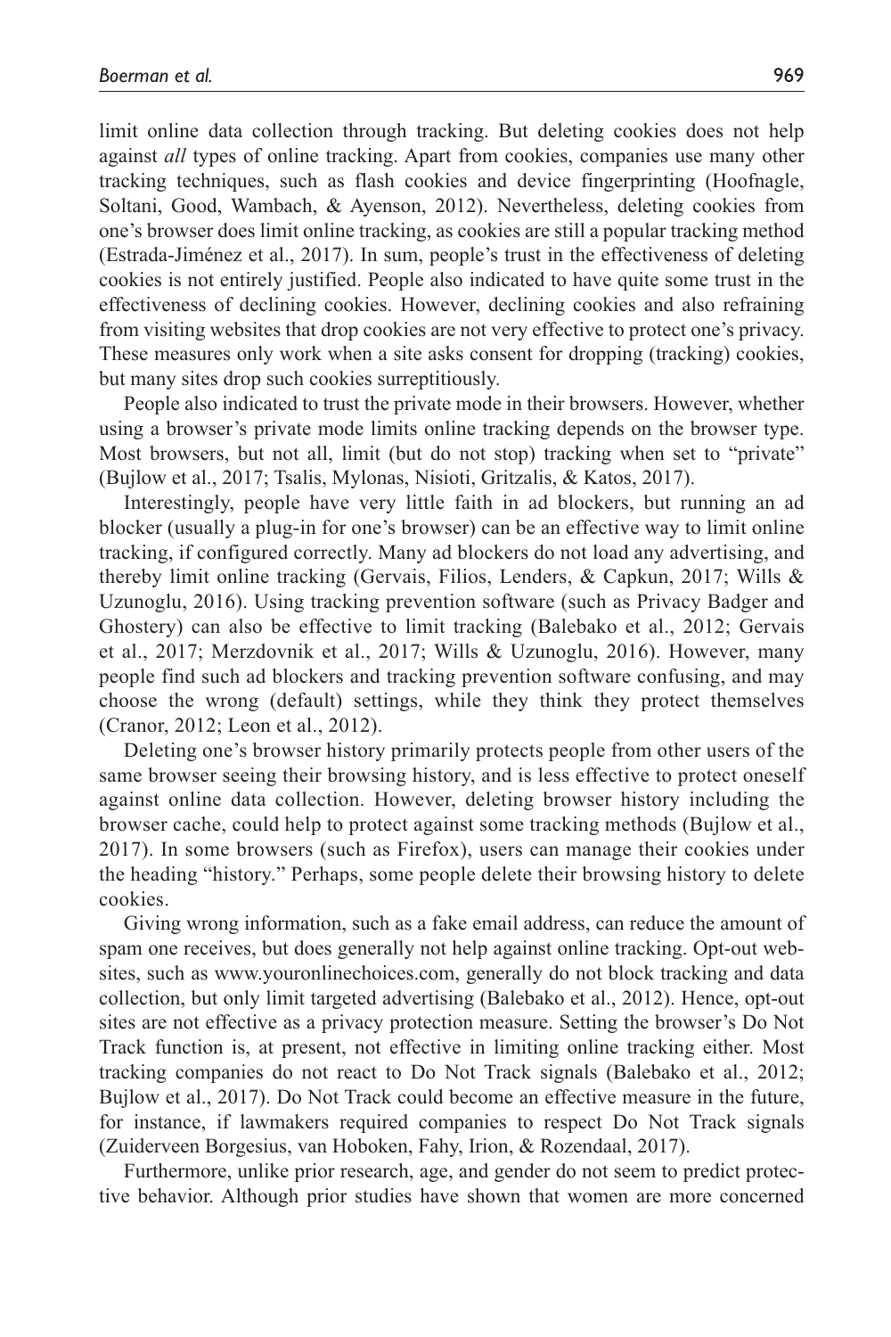limit online data collection through tracking. But deleting cookies does not help against *all* types of online tracking. Apart from cookies, companies use many other tracking techniques, such as flash cookies and device fingerprinting (Hoofnagle, Soltani, Good, Wambach, & Ayenson, 2012). Nevertheless, deleting cookies from one's browser does limit online tracking, as cookies are still a popular tracking method (Estrada-Jiménez et al., 2017). In sum, people's trust in the effectiveness of deleting cookies is not entirely justified. People also indicated to have quite some trust in the effectiveness of declining cookies. However, declining cookies and also refraining from visiting websites that drop cookies are not very effective to protect one's privacy. These measures only work when a site asks consent for dropping (tracking) cookies, but many sites drop such cookies surreptitiously.

People also indicated to trust the private mode in their browsers. However, whether using a browser's private mode limits online tracking depends on the browser type. Most browsers, but not all, limit (but do not stop) tracking when set to "private" (Bujlow et al., 2017; Tsalis, Mylonas, Nisioti, Gritzalis, & Katos, 2017).

Interestingly, people have very little faith in ad blockers, but running an ad blocker (usually a plug-in for one's browser) can be an effective way to limit online tracking, if configured correctly. Many ad blockers do not load any advertising, and thereby limit online tracking (Gervais, Filios, Lenders, & Capkun, 2017; Wills & Uzunoglu, 2016). Using tracking prevention software (such as Privacy Badger and Ghostery) can also be effective to limit tracking (Balebako et al., 2012; Gervais et al., 2017; Merzdovnik et al., 2017; Wills & Uzunoglu, 2016). However, many people find such ad blockers and tracking prevention software confusing, and may choose the wrong (default) settings, while they think they protect themselves (Cranor, 2012; Leon et al., 2012).

Deleting one's browser history primarily protects people from other users of the same browser seeing their browsing history, and is less effective to protect oneself against online data collection. However, deleting browser history including the browser cache, could help to protect against some tracking methods (Bujlow et al., 2017). In some browsers (such as Firefox), users can manage their cookies under the heading "history." Perhaps, some people delete their browsing history to delete cookies.

Giving wrong information, such as a fake email address, can reduce the amount of spam one receives, but does generally not help against online tracking. Opt-out websites, such as www.youronlinechoices.com, generally do not block tracking and data collection, but only limit targeted advertising (Balebako et al., 2012). Hence, opt-out sites are not effective as a privacy protection measure. Setting the browser's Do Not Track function is, at present, not effective in limiting online tracking either. Most tracking companies do not react to Do Not Track signals (Balebako et al., 2012; Bujlow et al., 2017). Do Not Track could become an effective measure in the future, for instance, if lawmakers required companies to respect Do Not Track signals (Zuiderveen Borgesius, van Hoboken, Fahy, Irion, & Rozendaal, 2017).

Furthermore, unlike prior research, age, and gender do not seem to predict protective behavior. Although prior studies have shown that women are more concerned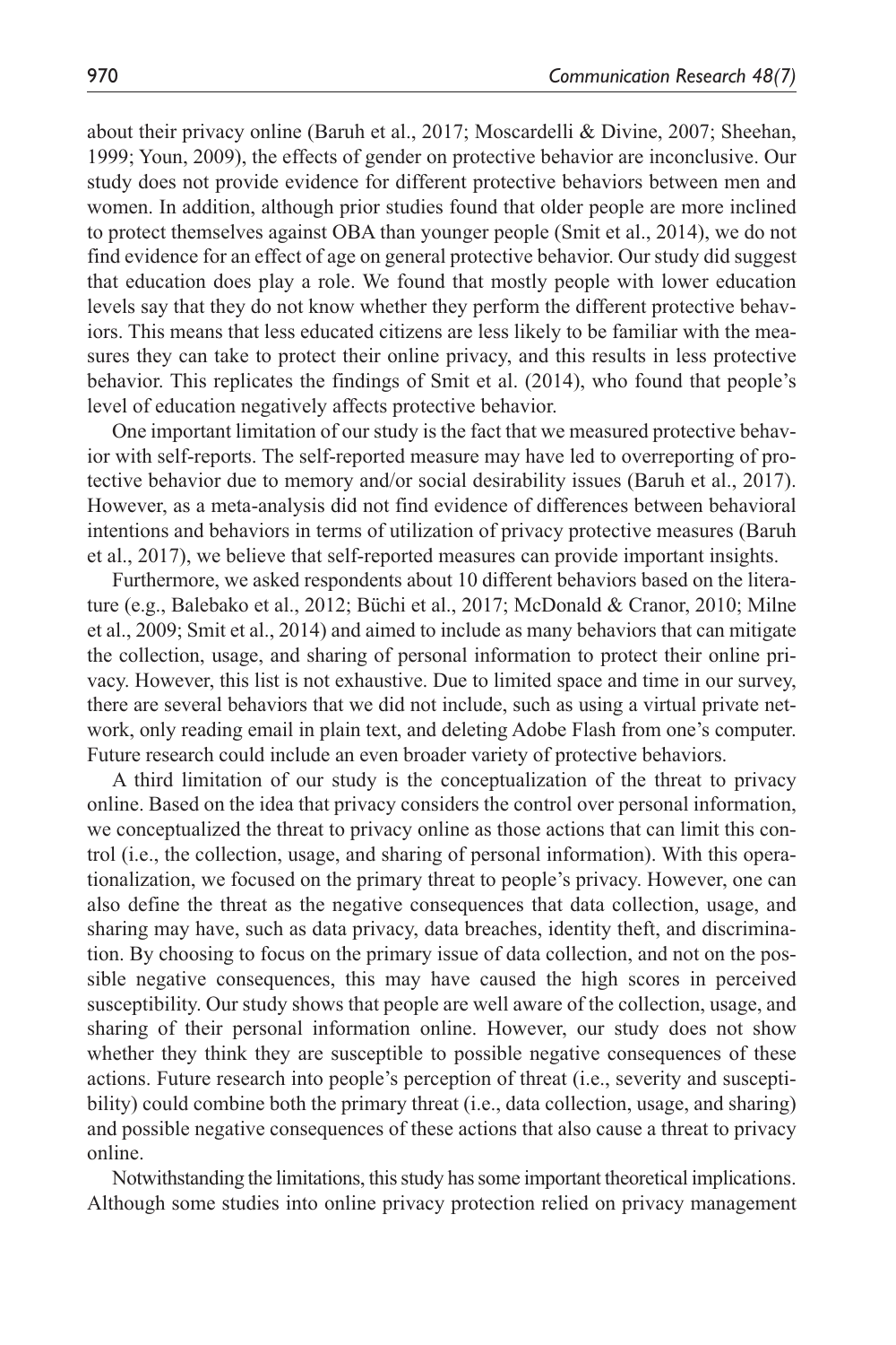about their privacy online (Baruh et al., 2017; Moscardelli & Divine, 2007; Sheehan, 1999; Youn, 2009), the effects of gender on protective behavior are inconclusive. Our study does not provide evidence for different protective behaviors between men and women. In addition, although prior studies found that older people are more inclined to protect themselves against OBA than younger people (Smit et al., 2014), we do not find evidence for an effect of age on general protective behavior. Our study did suggest that education does play a role. We found that mostly people with lower education levels say that they do not know whether they perform the different protective behaviors. This means that less educated citizens are less likely to be familiar with the measures they can take to protect their online privacy, and this results in less protective behavior. This replicates the findings of Smit et al. (2014), who found that people's level of education negatively affects protective behavior.

One important limitation of our study is the fact that we measured protective behavior with self-reports. The self-reported measure may have led to overreporting of protective behavior due to memory and/or social desirability issues (Baruh et al., 2017). However, as a meta-analysis did not find evidence of differences between behavioral intentions and behaviors in terms of utilization of privacy protective measures (Baruh et al., 2017), we believe that self-reported measures can provide important insights.

Furthermore, we asked respondents about 10 different behaviors based on the literature (e.g., Balebako et al., 2012; Büchi et al., 2017; McDonald & Cranor, 2010; Milne et al., 2009; Smit et al., 2014) and aimed to include as many behaviors that can mitigate the collection, usage, and sharing of personal information to protect their online privacy. However, this list is not exhaustive. Due to limited space and time in our survey, there are several behaviors that we did not include, such as using a virtual private network, only reading email in plain text, and deleting Adobe Flash from one's computer. Future research could include an even broader variety of protective behaviors.

A third limitation of our study is the conceptualization of the threat to privacy online. Based on the idea that privacy considers the control over personal information, we conceptualized the threat to privacy online as those actions that can limit this control (i.e., the collection, usage, and sharing of personal information). With this operationalization, we focused on the primary threat to people's privacy. However, one can also define the threat as the negative consequences that data collection, usage, and sharing may have, such as data privacy, data breaches, identity theft, and discrimination. By choosing to focus on the primary issue of data collection, and not on the possible negative consequences, this may have caused the high scores in perceived susceptibility. Our study shows that people are well aware of the collection, usage, and sharing of their personal information online. However, our study does not show whether they think they are susceptible to possible negative consequences of these actions. Future research into people's perception of threat (i.e., severity and susceptibility) could combine both the primary threat (i.e., data collection, usage, and sharing) and possible negative consequences of these actions that also cause a threat to privacy online.

Notwithstanding the limitations, this study has some important theoretical implications. Although some studies into online privacy protection relied on privacy management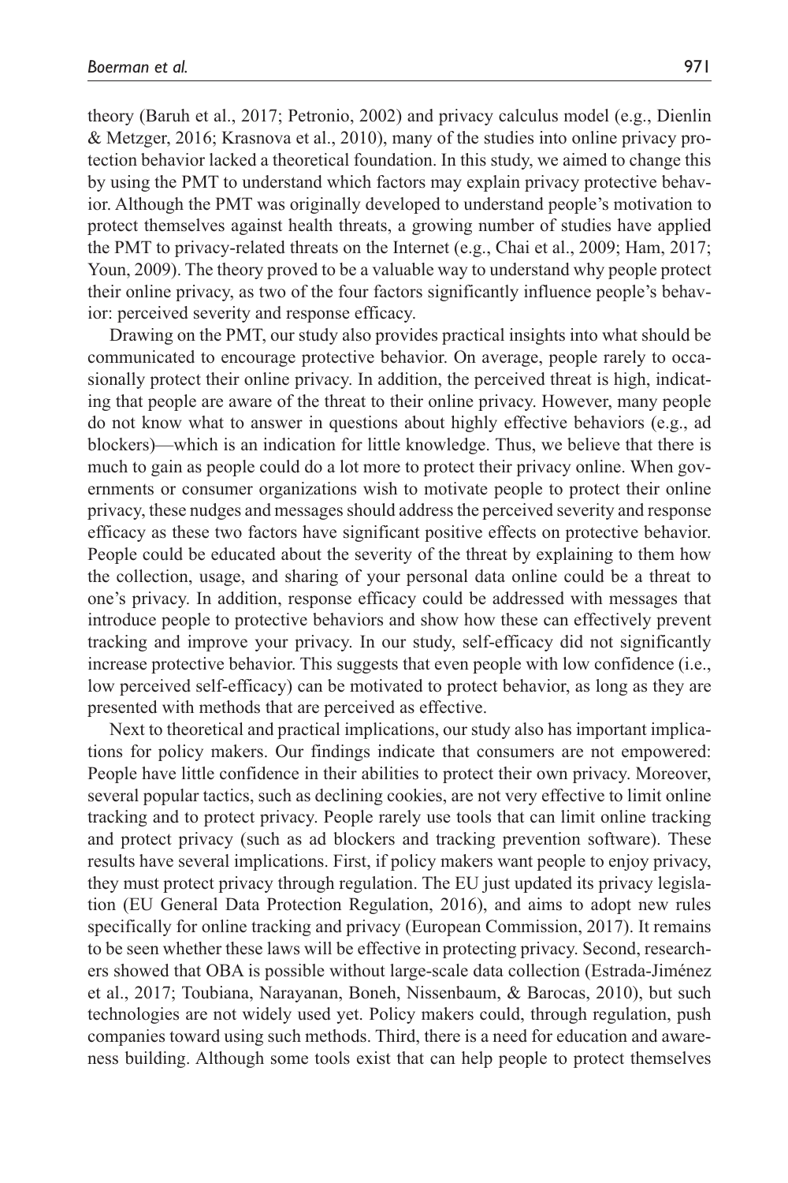theory (Baruh et al., 2017; Petronio, 2002) and privacy calculus model (e.g., Dienlin & Metzger, 2016; Krasnova et al., 2010), many of the studies into online privacy protection behavior lacked a theoretical foundation. In this study, we aimed to change this by using the PMT to understand which factors may explain privacy protective behavior. Although the PMT was originally developed to understand people's motivation to protect themselves against health threats, a growing number of studies have applied the PMT to privacy-related threats on the Internet (e.g., Chai et al., 2009; Ham, 2017; Youn, 2009). The theory proved to be a valuable way to understand why people protect their online privacy, as two of the four factors significantly influence people's behavior: perceived severity and response efficacy.

Drawing on the PMT, our study also provides practical insights into what should be communicated to encourage protective behavior. On average, people rarely to occasionally protect their online privacy. In addition, the perceived threat is high, indicating that people are aware of the threat to their online privacy. However, many people do not know what to answer in questions about highly effective behaviors (e.g., ad blockers)—which is an indication for little knowledge. Thus, we believe that there is much to gain as people could do a lot more to protect their privacy online. When governments or consumer organizations wish to motivate people to protect their online privacy, these nudges and messages should address the perceived severity and response efficacy as these two factors have significant positive effects on protective behavior. People could be educated about the severity of the threat by explaining to them how the collection, usage, and sharing of your personal data online could be a threat to one's privacy. In addition, response efficacy could be addressed with messages that introduce people to protective behaviors and show how these can effectively prevent tracking and improve your privacy. In our study, self-efficacy did not significantly increase protective behavior. This suggests that even people with low confidence (i.e., low perceived self-efficacy) can be motivated to protect behavior, as long as they are presented with methods that are perceived as effective.

Next to theoretical and practical implications, our study also has important implications for policy makers. Our findings indicate that consumers are not empowered: People have little confidence in their abilities to protect their own privacy. Moreover, several popular tactics, such as declining cookies, are not very effective to limit online tracking and to protect privacy. People rarely use tools that can limit online tracking and protect privacy (such as ad blockers and tracking prevention software). These results have several implications. First, if policy makers want people to enjoy privacy, they must protect privacy through regulation. The EU just updated its privacy legislation (EU General Data Protection Regulation, 2016), and aims to adopt new rules specifically for online tracking and privacy (European Commission, 2017). It remains to be seen whether these laws will be effective in protecting privacy. Second, researchers showed that OBA is possible without large-scale data collection (Estrada-Jiménez et al., 2017; Toubiana, Narayanan, Boneh, Nissenbaum, & Barocas, 2010), but such technologies are not widely used yet. Policy makers could, through regulation, push companies toward using such methods. Third, there is a need for education and awareness building. Although some tools exist that can help people to protect themselves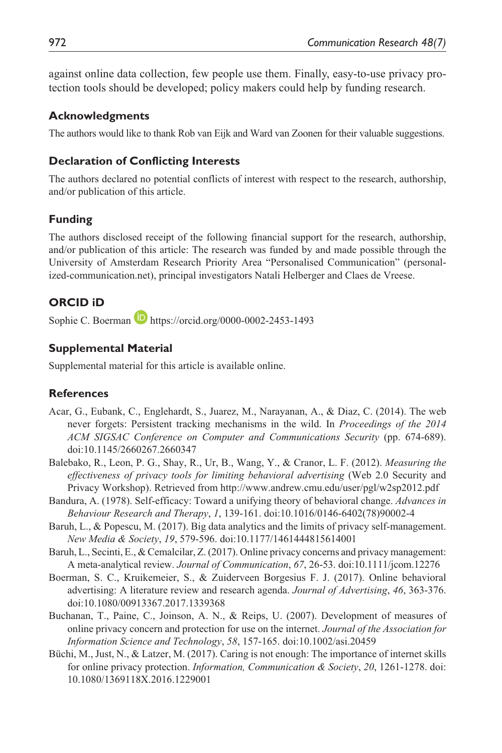against online data collection, few people use them. Finally, easy-to-use privacy protection tools should be developed; policy makers could help by funding research.

## Acknowledgments

The authors would like to thank Rob van Eijk and Ward van Zoonen for their valuable suggestions.

## Declaration of Conflicting Interests

The authors declared no potential conflicts of interest with respect to the research, authorship, and/or publication of this article.

## Funding

The authors disclosed receipt of the following financial support for the research, authorship, and/or publication of this article: The research was funded by and made possible through the University of Amsterdam Research Priority Area "Personalised Communication" (personalized-communication.net), principal investigators Natali Helberger and Claes de Vreese.

## ORCID iD

Sophie C. Boerman https://orcid.org/0000-0002-2453-1493

## Supplemental Material

Supplemental material for this article is available online.

## References

Acar, G., Eubank, C., Englehardt, S., Juarez, M., Narayanan, A., & Diaz, C. (2014). The web never forgets: Persistent tracking mechanisms in the wild. In *Proceedings of the 2014 ACM SIGSAC Conference on Computer and Communications Security* (pp. 674-689). doi:10.1145/2660267.2660347

Balebako, R., Leon, P. G., Shay, R., Ur, B., Wang, Y., & Cranor, L. F. (2012). *Measuring the effectiveness of privacy tools for limiting behavioral advertising* (Web 2.0 Security and Privacy Workshop). Retrieved from http://www.andrew.cmu.edu/user/pgl/w2sp2012.pdf

Bandura, A. (1978). Self-efficacy: Toward a unifying theory of behavioral change. *Advances in Behaviour Research and Therapy*, *1*, 139-161. doi:10.1016/0146-6402(78)90002-4

Baruh, L., & Popescu, M. (2017). Big data analytics and the limits of privacy self-management. *New Media & Society*, *19*, 579-596. doi:10.1177/1461444815614001

Baruh, L., Secinti, E., & Cemalcilar, Z. (2017). Online privacy concerns and privacy management: A meta-analytical review. *Journal of Communication*, *67*, 26-53. doi:10.1111/jcom.12276

Boerman, S. C., Kruikemeier, S., & Zuiderveen Borgesius F. J. (2017). Online behavioral advertising: A literature review and research agenda. *Journal of Advertising*, *46*, 363-376. doi:10.1080/00913367.2017.1339368

Buchanan, T., Paine, C., Joinson, A. N., & Reips, U. (2007). Development of measures of online privacy concern and protection for use on the internet. *Journal of the Association for Information Science and Technology*, *58*, 157-165. doi:10.1002/asi.20459

Büchi, M., Just, N., & Latzer, M. (2017). Caring is not enough: The importance of internet skills for online privacy protection. *Information, Communication & Society*, *20*, 1261-1278. doi:10.1080/1369118X.2016.1229001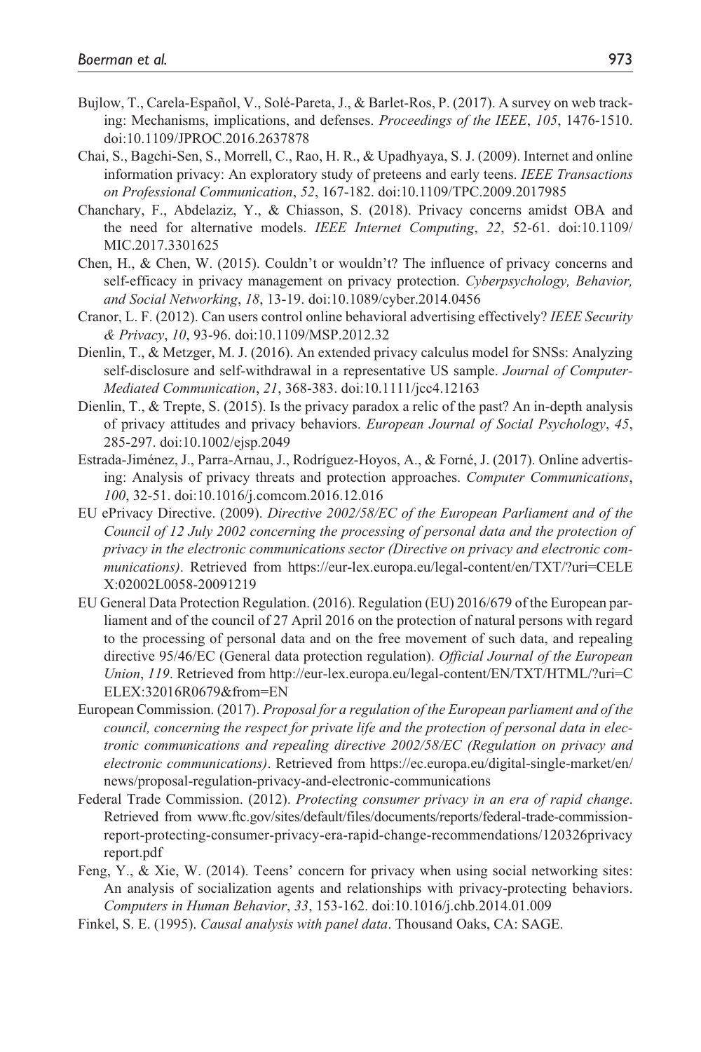Bujlow, T., Carela-Español, V., Solé-Pareta, J., & Barlet-Ros, P. (2017). A survey on web tracking: Mechanisms, implications, and defenses. *Proceedings of the IEEE*, *105*, 1476-1510. doi:10.1109/JPROC.2016.2637878

Chai, S., Bagchi-Sen, S., Morrell, C., Rao, H. R., & Upadhyaya, S. J. (2009). Internet and online information privacy: An exploratory study of preteens and early teens. *IEEE Transactions on Professional Communication*, *52*, 167-182. doi:10.1109/TPC.2009.2017985

Chanchary, F., Abdelaziz, Y., & Chiasson, S. (2018). Privacy concerns amidst OBA and the need for alternative models. *IEEE Internet Computing*, *22*, 52-61. doi:10.1109/MIC.2017.3301625

Chen, H., & Chen, W. (2015). Couldn't or wouldn't? The influence of privacy concerns and self-efficacy in privacy management on privacy protection. *Cyberpsychology, Behavior, and Social Networking*, *18*, 13-19. doi:10.1089/cyber.2014.0456

Cranor, L. F. (2012). Can users control online behavioral advertising effectively? *IEEE Security & Privacy*, *10*, 93-96. doi:10.1109/MSP.2012.32

Dienlin, T., & Metzger, M. J. (2016). An extended privacy calculus model for SNSs: Analyzing self-disclosure and self-withdrawal in a representative US sample. *Journal of Computer-Mediated Communication*, *21*, 368-383. doi:10.1111/jcc4.12163

Dienlin, T., & Trepte, S. (2015). Is the privacy paradox a relic of the past? An in-depth analysis of privacy attitudes and privacy behaviors. *European Journal of Social Psychology*, *45*, 285-297. doi:10.1002/ejsp.2049

Estrada-Jiménez, J., Parra-Arnau, J., Rodríguez-Hoyos, A., & Forné, J. (2017). Online advertising: Analysis of privacy threats and protection approaches. *Computer Communications*, *100*, 32-51. doi:10.1016/j.comcom.2016.12.016

EU ePrivacy Directive. (2009). *Directive 2002/58/EC of the European Parliament and of the Council of 12 July 2002 concerning the processing of personal data and the protection of privacy in the electronic communications sector (Directive on privacy and electronic communications)*. Retrieved from https://eur-lex.europa.eu/legal-content/en/TXT/?uri=CELEX:02002L0058-20091219

EU General Data Protection Regulation. (2016). Regulation (EU) 2016/679 of the European parliament and of the council of 27 April 2016 on the protection of natural persons with regard to the processing of personal data and on the free movement of such data, and repealing directive 95/46/EC (General data protection regulation). *Official Journal of the European Union*, *119*. Retrieved from http://eur-lex.europa.eu/legal-content/EN/TXT/HTML/?uri=CELEX:32016R0679&from=EN

European Commission. (2017). *Proposal for a regulation of the European parliament and of the council, concerning the respect for private life and the protection of personal data in electronic communications and repealing directive 2002/58/EC (Regulation on privacy and electronic communications)*. Retrieved from https://ec.europa.eu/digital-single-market/en/news/proposal-regulation-privacy-and-electronic-communications

Federal Trade Commission. (2012). *Protecting consumer privacy in an era of rapid change*. Retrieved from www.ftc.gov/sites/default/files/documents/reports/federal-trade-commission-report-protecting-consumer-privacy-era-rapid-change-recommendations/120326privacyreport.pdf

Feng, Y., & Xie, W. (2014). Teens' concern for privacy when using social networking sites: An analysis of socialization agents and relationships with privacy-protecting behaviors. *Computers in Human Behavior*, *33*, 153-162. doi:10.1016/j.chb.2014.01.009

Finkel, S. E. (1995). *Causal analysis with panel data*. Thousand Oaks, CA: SAGE.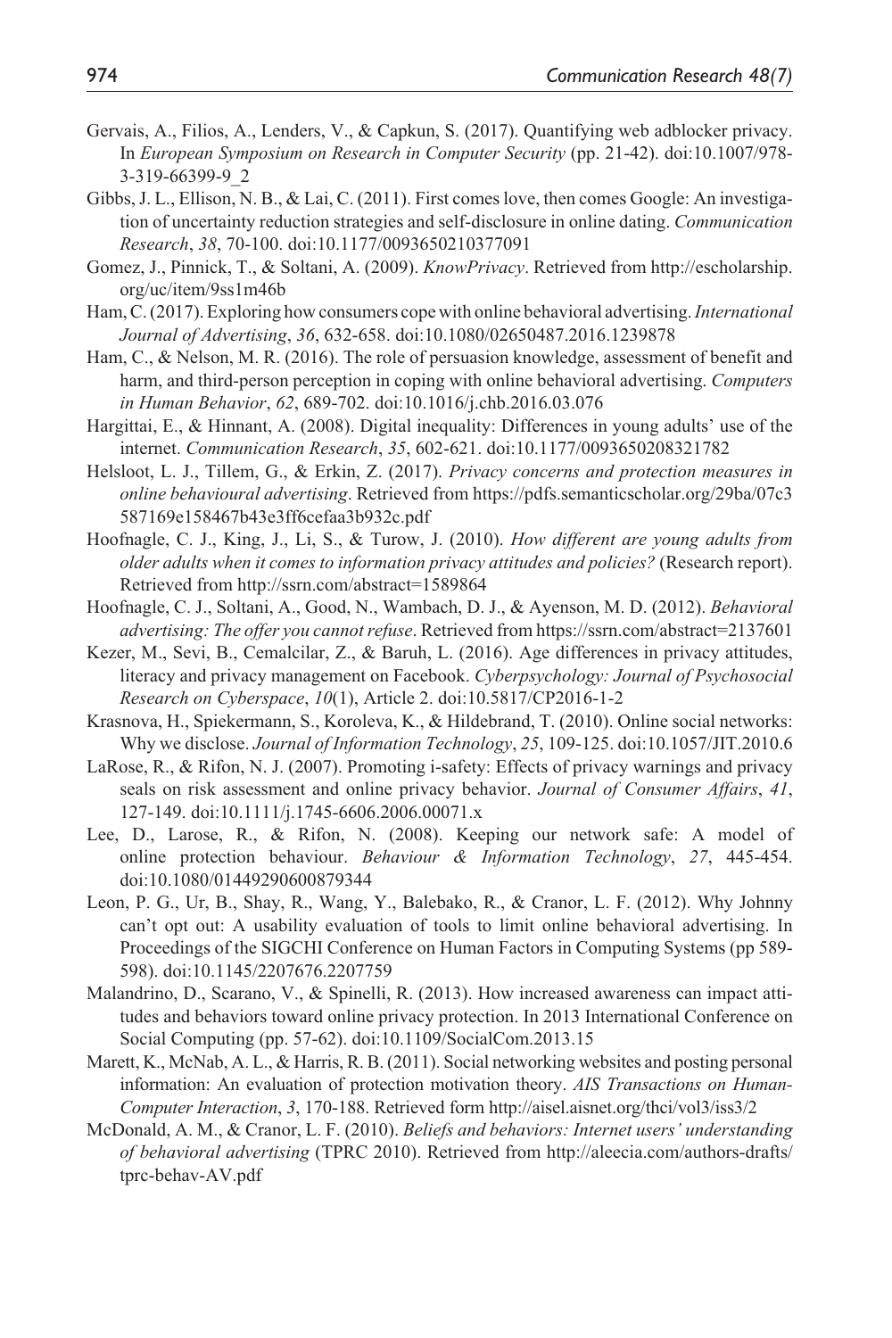Gervais, A., Filios, A., Lenders, V., & Capkun, S. (2017). Quantifying web adblocker privacy. In *European Symposium on Research in Computer Security* (pp. 21-42). doi:10.1007/978-3-319-66399-9_2

Gibbs, J. L., Ellison, N. B., & Lai, C. (2011). First comes love, then comes Google: An investigation of uncertainty reduction strategies and self-disclosure in online dating. *Communication Research*, *38*, 70-100. doi:10.1177/0093650210377091

Gomez, J., Pinnick, T., & Soltani, A. (2009). *KnowPrivacy*. Retrieved from http://escholarship.org/uc/item/9ss1m46b

Ham, C. (2017). Exploring how consumers cope with online behavioral advertising. *International Journal of Advertising*, *36*, 632-658. doi:10.1080/02650487.2016.1239878

Ham, C., & Nelson, M. R. (2016). The role of persuasion knowledge, assessment of benefit and harm, and third-person perception in coping with online behavioral advertising. *Computers in Human Behavior*, *62*, 689-702. doi:10.1016/j.chb.2016.03.076

Hargittai, E., & Hinnant, A. (2008). Digital inequality: Differences in young adults' use of the internet. *Communication Research*, *35*, 602-621. doi:10.1177/0093650208321782

Helsloot, L. J., Tillem, G., & Erkin, Z. (2017). *Privacy concerns and protection measures in online behavioural advertising*. Retrieved from https://pdfs.semanticscholar.org/29ba/07c3587169e158467b43e3ff6cefaa3b932c.pdf

Hoofnagle, C. J., King, J., Li, S., & Turow, J. (2010). *How different are young adults from older adults when it comes to information privacy attitudes and policies?* (Research report). Retrieved from http://ssrn.com/abstract=1589864

Hoofnagle, C. J., Soltani, A., Good, N., Wambach, D. J., & Ayenson, M. D. (2012). *Behavioral advertising: The offer you cannot refuse*. Retrieved from https://ssrn.com/abstract=2137601

Kezer, M., Sevi, B., Cemalcilar, Z., & Baruh, L. (2016). Age differences in privacy attitudes, literacy and privacy management on Facebook. *Cyberpsychology: Journal of Psychosocial Research on Cyberspace*, *10*(1), Article 2. doi:10.5817/CP2016-1-2

Krasnova, H., Spiekermann, S., Koroleva, K., & Hildebrand, T. (2010). Online social networks: Why we disclose. *Journal of Information Technology*, *25*, 109-125. doi:10.1057/JIT.2010.6

LaRose, R., & Rifon, N. J. (2007). Promoting i-safety: Effects of privacy warnings and privacy seals on risk assessment and online privacy behavior. *Journal of Consumer Affairs*, *41*, 127-149. doi:10.1111/j.1745-6606.2006.00071.x

Lee, D., Larose, R., & Rifon, N. (2008). Keeping our network safe: A model of online protection behaviour. *Behaviour & Information Technology*, *27*, 445-454. doi:10.1080/01449290600879344

Leon, P. G., Ur, B., Shay, R., Wang, Y., Balebako, R., & Cranor, L. F. (2012). Why Johnny can't opt out: A usability evaluation of tools to limit online behavioral advertising. In Proceedings of the SIGCHI Conference on Human Factors in Computing Systems (pp 589-598). doi:10.1145/2207676.2207759

Malandrino, D., Scarano, V., & Spinelli, R. (2013). How increased awareness can impact attitudes and behaviors toward online privacy protection. In 2013 International Conference on Social Computing (pp. 57-62). doi:10.1109/SocialCom.2013.15

Marett, K., McNab, A. L., & Harris, R. B. (2011). Social networking websites and posting personal information: An evaluation of protection motivation theory. *AIS Transactions on Human-Computer Interaction*, *3*, 170-188. Retrieved form http://aisel.aisnet.org/thci/vol3/iss3/2

McDonald, A. M., & Cranor, L. F. (2010). *Beliefs and behaviors: Internet users' understanding of behavioral advertising* (TPRC 2010). Retrieved from http://aleecia.com/authors-drafts/tprc-behav-AV.pdf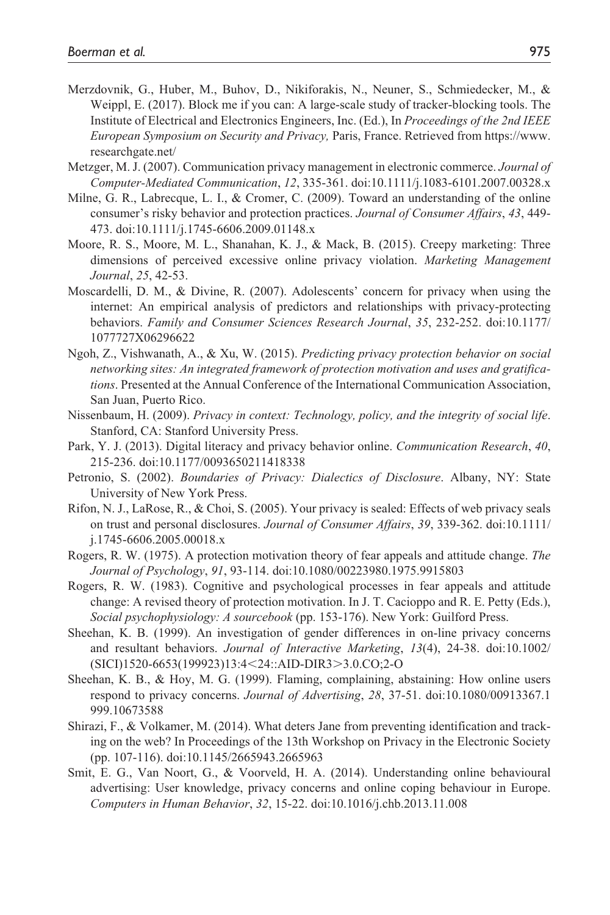Merzdovnik, G., Huber, M., Buhov, D., Nikiforakis, N., Neuner, S., Schmiedecker, M., & Weippl, E. (2017). Block me if you can: A large-scale study of tracker-blocking tools. The Institute of Electrical and Electronics Engineers, Inc. (Ed.), In *Proceedings of the 2nd IEEE European Symposium on Security and Privacy,* Paris, France. Retrieved from https://www.researchgate.net/

Metzger, M. J. (2007). Communication privacy management in electronic commerce. *Journal of Computer-Mediated Communication*, *12*, 335-361. doi:10.1111/j.1083-6101.2007.00328.x

Milne, G. R., Labrecque, L. I., & Cromer, C. (2009). Toward an understanding of the online consumer's risky behavior and protection practices. *Journal of Consumer Affairs*, *43*, 449-473. doi:10.1111/j.1745-6606.2009.01148.x

Moore, R. S., Moore, M. L., Shanahan, K. J., & Mack, B. (2015). Creepy marketing: Three dimensions of perceived excessive online privacy violation. *Marketing Management Journal*, *25*, 42-53.

Moscardelli, D. M., & Divine, R. (2007). Adolescents' concern for privacy when using the internet: An empirical analysis of predictors and relationships with privacy-protecting behaviors. *Family and Consumer Sciences Research Journal*, *35*, 232-252. doi:10.1177/1077727X06296622

Ngoh, Z., Vishwanath, A., & Xu, W. (2015). *Predicting privacy protection behavior on social networking sites: An integrated framework of protection motivation and uses and gratifications*. Presented at the Annual Conference of the International Communication Association, San Juan, Puerto Rico.

Nissenbaum, H. (2009). *Privacy in context: Technology, policy, and the integrity of social life*. Stanford, CA: Stanford University Press.

Park, Y. J. (2013). Digital literacy and privacy behavior online. *Communication Research*, *40*, 215-236. doi:10.1177/0093650211418338

Petronio, S. (2002). *Boundaries of Privacy: Dialectics of Disclosure*. Albany, NY: State University of New York Press.

Rifon, N. J., LaRose, R., & Choi, S. (2005). Your privacy is sealed: Effects of web privacy seals on trust and personal disclosures. *Journal of Consumer Affairs*, *39*, 339-362. doi:10.1111/j.1745-6606.2005.00018.x

Rogers, R. W. (1975). A protection motivation theory of fear appeals and attitude change. *The Journal of Psychology*, *91*, 93-114. doi:10.1080/00223980.1975.9915803

Rogers, R. W. (1983). Cognitive and psychological processes in fear appeals and attitude change: A revised theory of protection motivation. In J. T. Cacioppo and R. E. Petty (Eds.), *Social psychophysiology: A sourcebook* (pp. 153-176). New York: Guilford Press.

Sheehan, K. B. (1999). An investigation of gender differences in on-line privacy concerns and resultant behaviors. *Journal of Interactive Marketing*, *13*(4), 24-38. doi:10.1002/(SICI)1520-6653(199923)13:4<24::AID-DIR3>3.0.CO;2-O

Sheehan, K. B., & Hoy, M. G. (1999). Flaming, complaining, abstaining: How online users respond to privacy concerns. *Journal of Advertising*, *28*, 37-51. doi:10.1080/00913367.1999.10673588

Shirazi, F., & Volkamer, M. (2014). What deters Jane from preventing identification and tracking on the web? In Proceedings of the 13th Workshop on Privacy in the Electronic Society (pp. 107-116). doi:10.1145/2665943.2665963

Smit, E. G., Van Noort, G., & Voorveld, H. A. (2014). Understanding online behavioural advertising: User knowledge, privacy concerns and online coping behaviour in Europe. *Computers in Human Behavior*, *32*, 15-22. doi:10.1016/j.chb.2013.11.008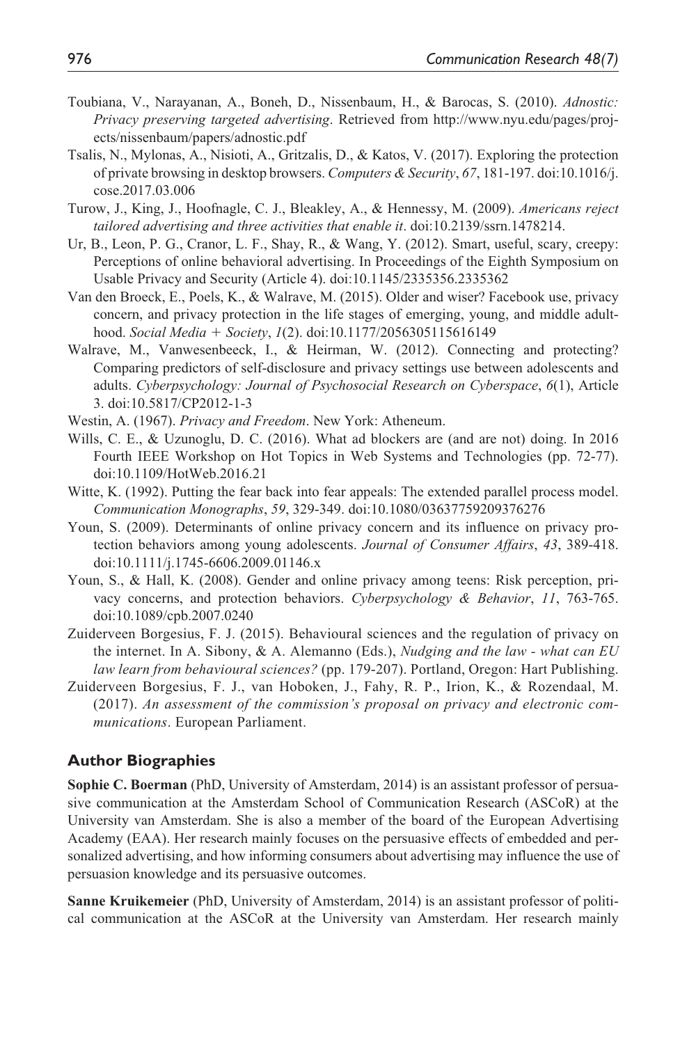Toubiana, V., Narayanan, A., Boneh, D., Nissenbaum, H., & Barocas, S. (2010). *Adnostic: Privacy preserving targeted advertising*. Retrieved from http://www.nyu.edu/pages/projects/nissenbaum/papers/adnostic.pdf

Tsalis, N., Mylonas, A., Nisioti, A., Gritzalis, D., & Katos, V. (2017). Exploring the protection of private browsing in desktop browsers. *Computers & Security*, *67*, 181-197. doi:10.1016/j.cose.2017.03.006

Turow, J., King, J., Hoofnagle, C. J., Bleakley, A., & Hennessy, M. (2009). *Americans reject tailored advertising and three activities that enable it*. doi:10.2139/ssrn.1478214.

Ur, B., Leon, P. G., Cranor, L. F., Shay, R., & Wang, Y. (2012). Smart, useful, scary, creepy: Perceptions of online behavioral advertising. In Proceedings of the Eighth Symposium on Usable Privacy and Security (Article 4). doi:10.1145/2335356.2335362

Van den Broeck, E., Poels, K., & Walrave, M. (2015). Older and wiser? Facebook use, privacy concern, and privacy protection in the life stages of emerging, young, and middle adulthood. *Social Media + Society*, *1*(2). doi:10.1177/2056305115616149

Walrave, M., Vanwesenbeeck, I., & Heirman, W. (2012). Connecting and protecting? Comparing predictors of self-disclosure and privacy settings use between adolescents and adults. *Cyberpsychology: Journal of Psychosocial Research on Cyberspace*, *6*(1), Article 3. doi:10.5817/CP2012-1-3

Westin, A. (1967). *Privacy and Freedom*. New York: Atheneum.

Wills, C. E., & Uzunoglu, D. C. (2016). What ad blockers are (and are not) doing. In 2016 Fourth IEEE Workshop on Hot Topics in Web Systems and Technologies (pp. 72-77). doi:10.1109/HotWeb.2016.21

Witte, K. (1992). Putting the fear back into fear appeals: The extended parallel process model. *Communication Monographs*, *59*, 329-349. doi:10.1080/03637759209376276

Youn, S. (2009). Determinants of online privacy concern and its influence on privacy protection behaviors among young adolescents. *Journal of Consumer Affairs*, *43*, 389-418. doi:10.1111/j.1745-6606.2009.01146.x

Youn, S., & Hall, K. (2008). Gender and online privacy among teens: Risk perception, privacy concerns, and protection behaviors. *Cyberpsychology & Behavior*, *11*, 763-765. doi:10.1089/cpb.2007.0240

Zuiderveen Borgesius, F. J. (2015). Behavioural sciences and the regulation of privacy on the internet. In A. Sibony, & A. Alemanno (Eds.), *Nudging and the law - what can EU law learn from behavioural sciences?* (pp. 179-207). Portland, Oregon: Hart Publishing.

Zuiderveen Borgesius, F. J., van Hoboken, J., Fahy, R. P., Irion, K., & Rozendaal, M. (2017). *An assessment of the commission's proposal on privacy and electronic communications*. European Parliament.

## Author Biographies

**Sophie C. Boerman** (PhD, University of Amsterdam, 2014) is an assistant professor of persuasive communication at the Amsterdam School of Communication Research (ASCoR) at the University van Amsterdam. She is also a member of the board of the European Advertising Academy (EAA). Her research mainly focuses on the persuasive effects of embedded and personalized advertising, and how informing consumers about advertising may influence the use of persuasion knowledge and its persuasive outcomes.

**Sanne Kruikemeier** (PhD, University of Amsterdam, 2014) is an assistant professor of political communication at the ASCoR at the University van Amsterdam. Her research mainly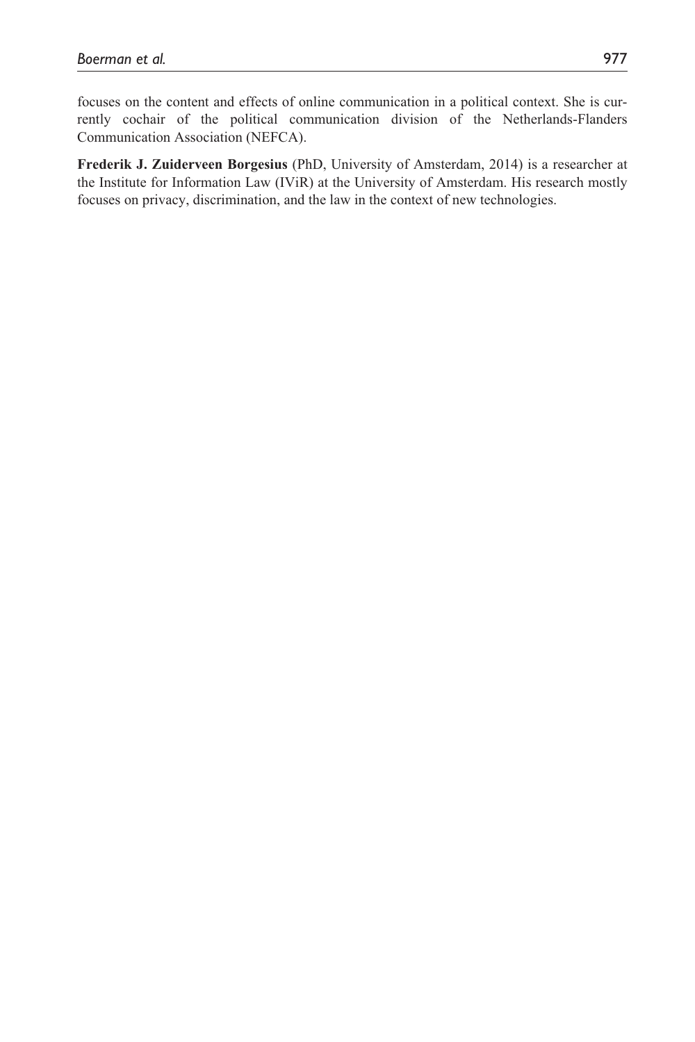focuses on the content and effects of online communication in a political context. She is currently cochair of the political communication division of the Netherlands-Flanders Communication Association (NEFCA).

**Frederik J. Zuiderveen Borgesius** (PhD, University of Amsterdam, 2014) is a researcher at the Institute for Information Law (IViR) at the University of Amsterdam. His research mostly focuses on privacy, discrimination, and the law in the context of new technologies.